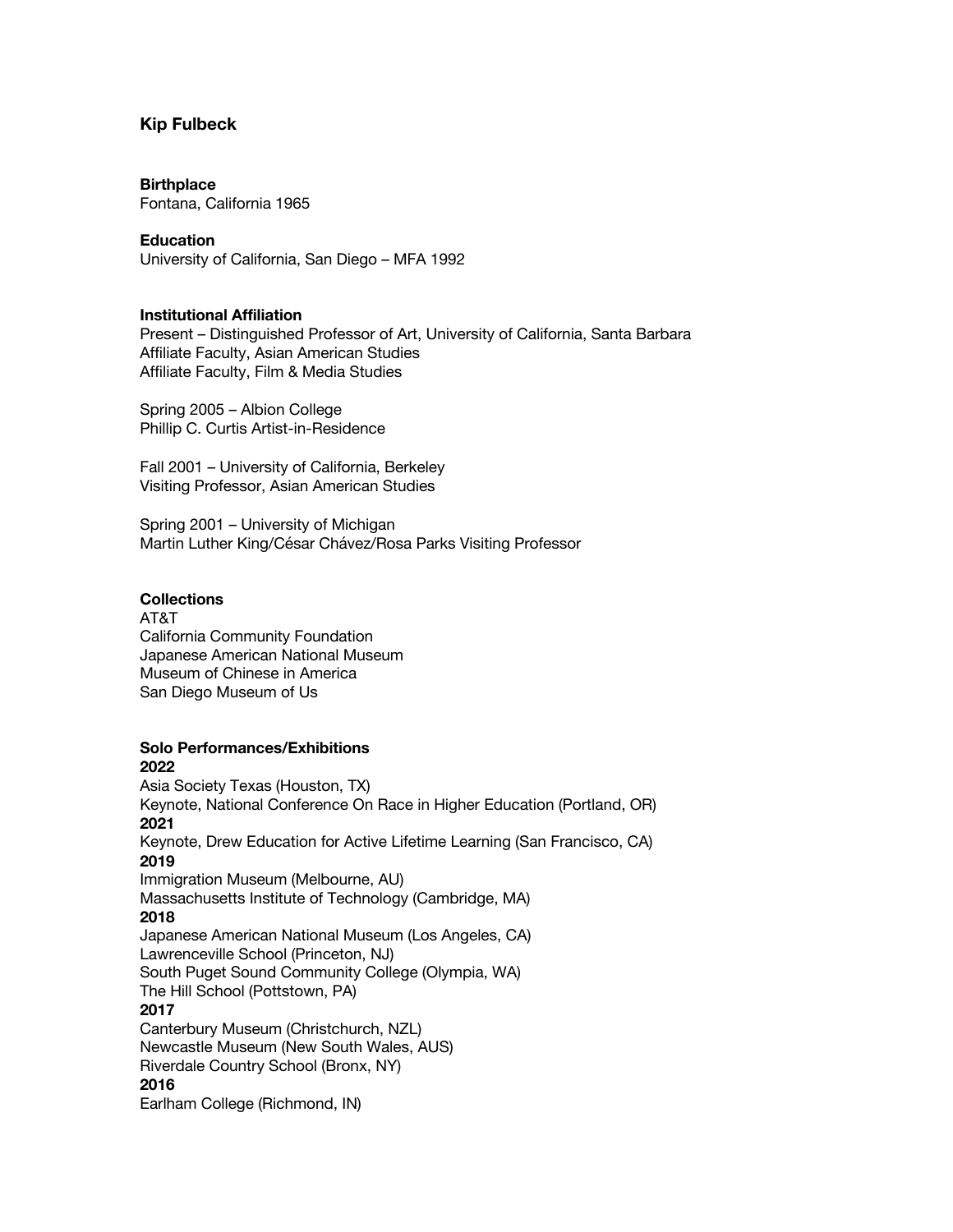# Kip Fulbeck

### Birthplace
Fontana, California 1965

### Education
University of California, San Diego – MFA 1992

### Institutional Affiliation
Present – Distinguished Professor of Art, University of California, Santa Barbara
Affiliate Faculty, Asian American Studies
Affiliate Faculty, Film & Media Studies

Spring 2005 – Albion College
Phillip C. Curtis Artist-in-Residence

Fall 2001 – University of California, Berkeley
Visiting Professor, Asian American Studies

Spring 2001 – University of Michigan
Martin Luther King/César Chávez/Rosa Parks Visiting Professor

### Collections
AT&T
California Community Foundation
Japanese American National Museum
Museum of Chinese in America
San Diego Museum of Us

### Solo Performances/Exhibitions

**2022**
Asia Society Texas (Houston, TX)
Keynote, National Conference On Race in Higher Education (Portland, OR)

**2021**
Keynote, Drew Education for Active Lifetime Learning (San Francisco, CA)

**2019**
Immigration Museum (Melbourne, AU)
Massachusetts Institute of Technology (Cambridge, MA)

**2018**
Japanese American National Museum (Los Angeles, CA)
Lawrenceville School (Princeton, NJ)
South Puget Sound Community College (Olympia, WA)
The Hill School (Pottstown, PA)

**2017**
Canterbury Museum (Christchurch, NZL)
Newcastle Museum (New South Wales, AUS)
Riverdale Country School (Bronx, NY)

**2016**
Earlham College (Richmond, IN)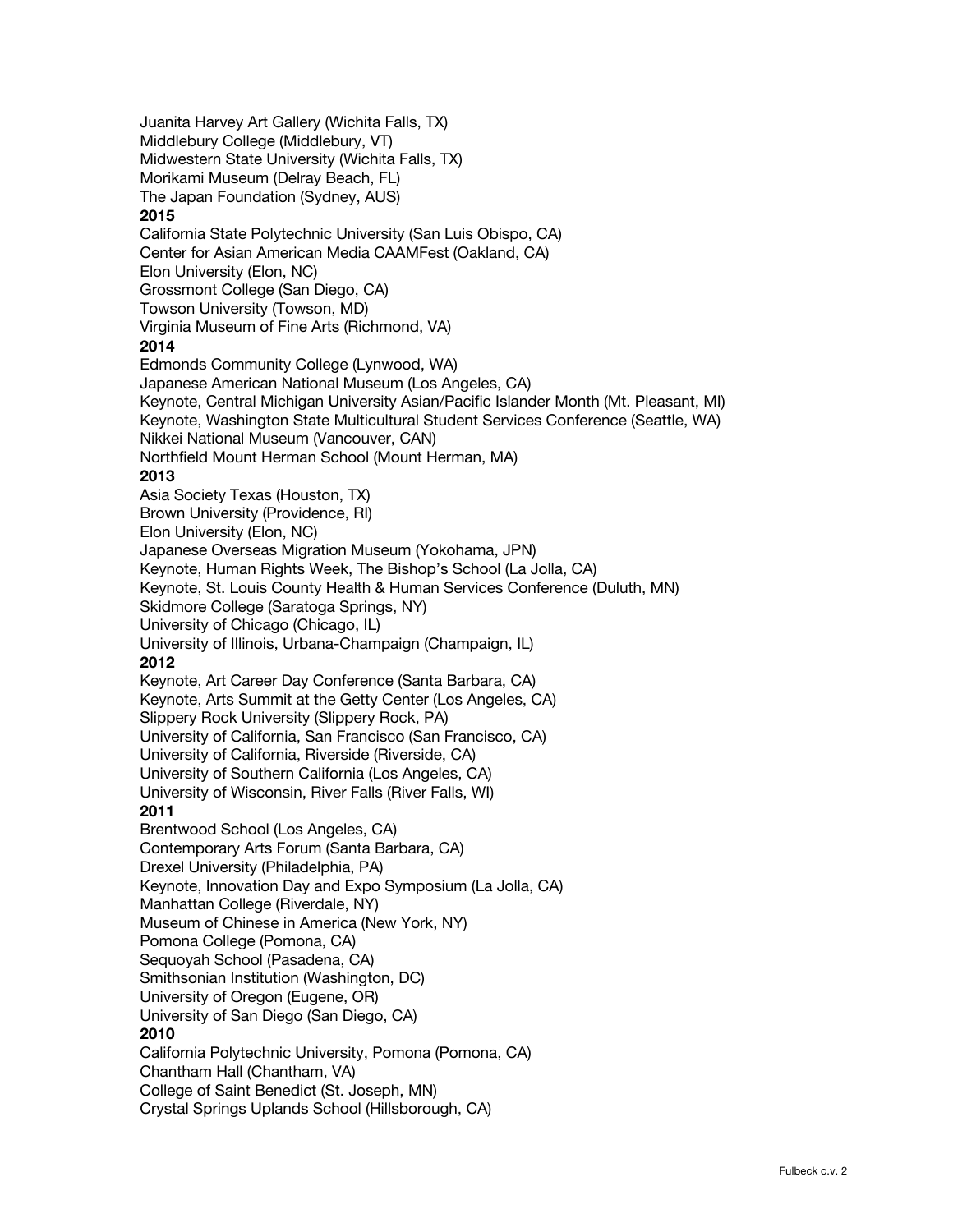Juanita Harvey Art Gallery (Wichita Falls, TX)
Middlebury College (Middlebury, VT)
Midwestern State University (Wichita Falls, TX)
Morikami Museum (Delray Beach, FL)
The Japan Foundation (Sydney, AUS)

**2015**

California State Polytechnic University (San Luis Obispo, CA)
Center for Asian American Media CAAMFest (Oakland, CA)
Elon University (Elon, NC)
Grossmont College (San Diego, CA)
Towson University (Towson, MD)
Virginia Museum of Fine Arts (Richmond, VA)

**2014**

Edmonds Community College (Lynwood, WA)
Japanese American National Museum (Los Angeles, CA)
Keynote, Central Michigan University Asian/Pacific Islander Month (Mt. Pleasant, MI)
Keynote, Washington State Multicultural Student Services Conference (Seattle, WA)
Nikkei National Museum (Vancouver, CAN)
Northfield Mount Herman School (Mount Herman, MA)

**2013**

Asia Society Texas (Houston, TX)
Brown University (Providence, RI)
Elon University (Elon, NC)
Japanese Overseas Migration Museum (Yokohama, JPN)
Keynote, Human Rights Week, The Bishop's School (La Jolla, CA)
Keynote, St. Louis County Health & Human Services Conference (Duluth, MN)
Skidmore College (Saratoga Springs, NY)
University of Chicago (Chicago, IL)
University of Illinois, Urbana-Champaign (Champaign, IL)

**2012**

Keynote, Art Career Day Conference (Santa Barbara, CA)
Keynote, Arts Summit at the Getty Center (Los Angeles, CA)
Slippery Rock University (Slippery Rock, PA)
University of California, San Francisco (San Francisco, CA)
University of California, Riverside (Riverside, CA)
University of Southern California (Los Angeles, CA)
University of Wisconsin, River Falls (River Falls, WI)

**2011**

Brentwood School (Los Angeles, CA)
Contemporary Arts Forum (Santa Barbara, CA)
Drexel University (Philadelphia, PA)
Keynote, Innovation Day and Expo Symposium (La Jolla, CA)
Manhattan College (Riverdale, NY)
Museum of Chinese in America (New York, NY)
Pomona College (Pomona, CA)
Sequoyah School (Pasadena, CA)
Smithsonian Institution (Washington, DC)
University of Oregon (Eugene, OR)
University of San Diego (San Diego, CA)

**2010**

California Polytechnic University, Pomona (Pomona, CA)
Chantham Hall (Chantham, VA)
College of Saint Benedict (St. Joseph, MN)
Crystal Springs Uplands School (Hillsborough, CA)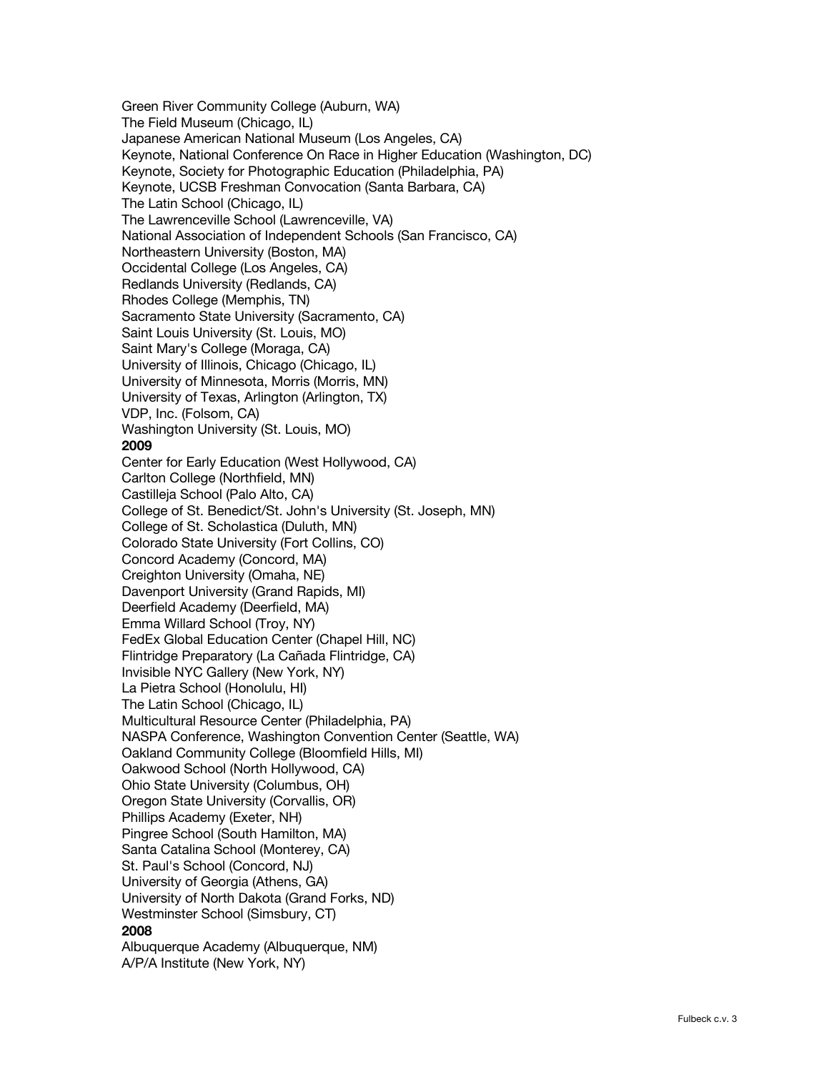Green River Community College (Auburn, WA)
The Field Museum (Chicago, IL)
Japanese American National Museum (Los Angeles, CA)
Keynote, National Conference On Race in Higher Education (Washington, DC)
Keynote, Society for Photographic Education (Philadelphia, PA)
Keynote, UCSB Freshman Convocation (Santa Barbara, CA)
The Latin School (Chicago, IL)
The Lawrenceville School (Lawrenceville, VA)
National Association of Independent Schools (San Francisco, CA)
Northeastern University (Boston, MA)
Occidental College (Los Angeles, CA)
Redlands University (Redlands, CA)
Rhodes College (Memphis, TN)
Sacramento State University (Sacramento, CA)
Saint Louis University (St. Louis, MO)
Saint Mary's College (Moraga, CA)
University of Illinois, Chicago (Chicago, IL)
University of Minnesota, Morris (Morris, MN)
University of Texas, Arlington (Arlington, TX)
VDP, Inc. (Folsom, CA)
Washington University (St. Louis, MO)

**2009**

Center for Early Education (West Hollywood, CA)
Carlton College (Northfield, MN)
Castilleja School (Palo Alto, CA)
College of St. Benedict/St. John's University (St. Joseph, MN)
College of St. Scholastica (Duluth, MN)
Colorado State University (Fort Collins, CO)
Concord Academy (Concord, MA)
Creighton University (Omaha, NE)
Davenport University (Grand Rapids, MI)
Deerfield Academy (Deerfield, MA)
Emma Willard School (Troy, NY)
FedEx Global Education Center (Chapel Hill, NC)
Flintridge Preparatory (La Cañada Flintridge, CA)
Invisible NYC Gallery (New York, NY)
La Pietra School (Honolulu, HI)
The Latin School (Chicago, IL)
Multicultural Resource Center (Philadelphia, PA)
NASPA Conference, Washington Convention Center (Seattle, WA)
Oakland Community College (Bloomfield Hills, MI)
Oakwood School (North Hollywood, CA)
Ohio State University (Columbus, OH)
Oregon State University (Corvallis, OR)
Phillips Academy (Exeter, NH)
Pingree School (South Hamilton, MA)
Santa Catalina School (Monterey, CA)
St. Paul's School (Concord, NJ)
University of Georgia (Athens, GA)
University of North Dakota (Grand Forks, ND)
Westminster School (Simsbury, CT)

**2008**

Albuquerque Academy (Albuquerque, NM)
A/P/A Institute (New York, NY)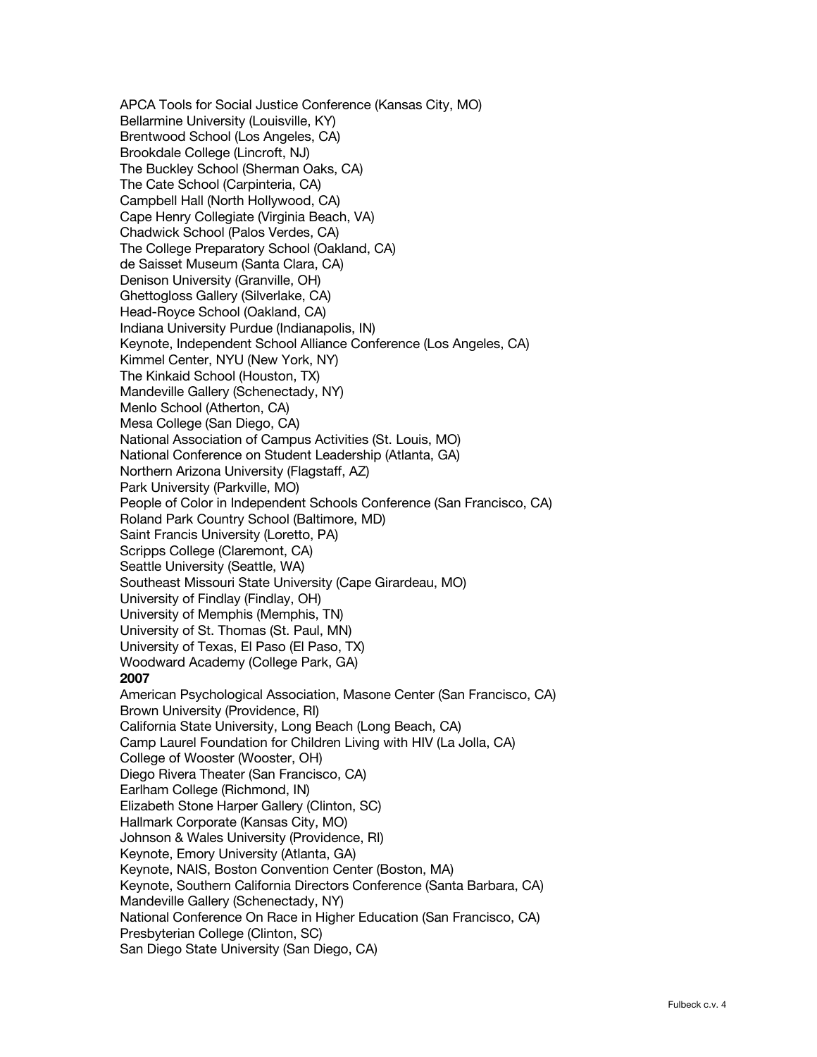APCA Tools for Social Justice Conference (Kansas City, MO)
Bellarmine University (Louisville, KY)
Brentwood School (Los Angeles, CA)
Brookdale College (Lincroft, NJ)
The Buckley School (Sherman Oaks, CA)
The Cate School (Carpinteria, CA)
Campbell Hall (North Hollywood, CA)
Cape Henry Collegiate (Virginia Beach, VA)
Chadwick School (Palos Verdes, CA)
The College Preparatory School (Oakland, CA)
de Saisset Museum (Santa Clara, CA)
Denison University (Granville, OH)
Ghettogloss Gallery (Silverlake, CA)
Head-Royce School (Oakland, CA)
Indiana University Purdue (Indianapolis, IN)
Keynote, Independent School Alliance Conference (Los Angeles, CA)
Kimmel Center, NYU (New York, NY)
The Kinkaid School (Houston, TX)
Mandeville Gallery (Schenectady, NY)
Menlo School (Atherton, CA)
Mesa College (San Diego, CA)
National Association of Campus Activities (St. Louis, MO)
National Conference on Student Leadership (Atlanta, GA)
Northern Arizona University (Flagstaff, AZ)
Park University (Parkville, MO)
People of Color in Independent Schools Conference (San Francisco, CA)
Roland Park Country School (Baltimore, MD)
Saint Francis University (Loretto, PA)
Scripps College (Claremont, CA)
Seattle University (Seattle, WA)
Southeast Missouri State University (Cape Girardeau, MO)
University of Findlay (Findlay, OH)
University of Memphis (Memphis, TN)
University of St. Thomas (St. Paul, MN)
University of Texas, El Paso (El Paso, TX)
Woodward Academy (College Park, GA)

**2007**

American Psychological Association, Masone Center (San Francisco, CA)
Brown University (Providence, RI)
California State University, Long Beach (Long Beach, CA)
Camp Laurel Foundation for Children Living with HIV (La Jolla, CA)
College of Wooster (Wooster, OH)
Diego Rivera Theater (San Francisco, CA)
Earlham College (Richmond, IN)
Elizabeth Stone Harper Gallery (Clinton, SC)
Hallmark Corporate (Kansas City, MO)
Johnson & Wales University (Providence, RI)
Keynote, Emory University (Atlanta, GA)
Keynote, NAIS, Boston Convention Center (Boston, MA)
Keynote, Southern California Directors Conference (Santa Barbara, CA)
Mandeville Gallery (Schenectady, NY)
National Conference On Race in Higher Education (San Francisco, CA)
Presbyterian College (Clinton, SC)
San Diego State University (San Diego, CA)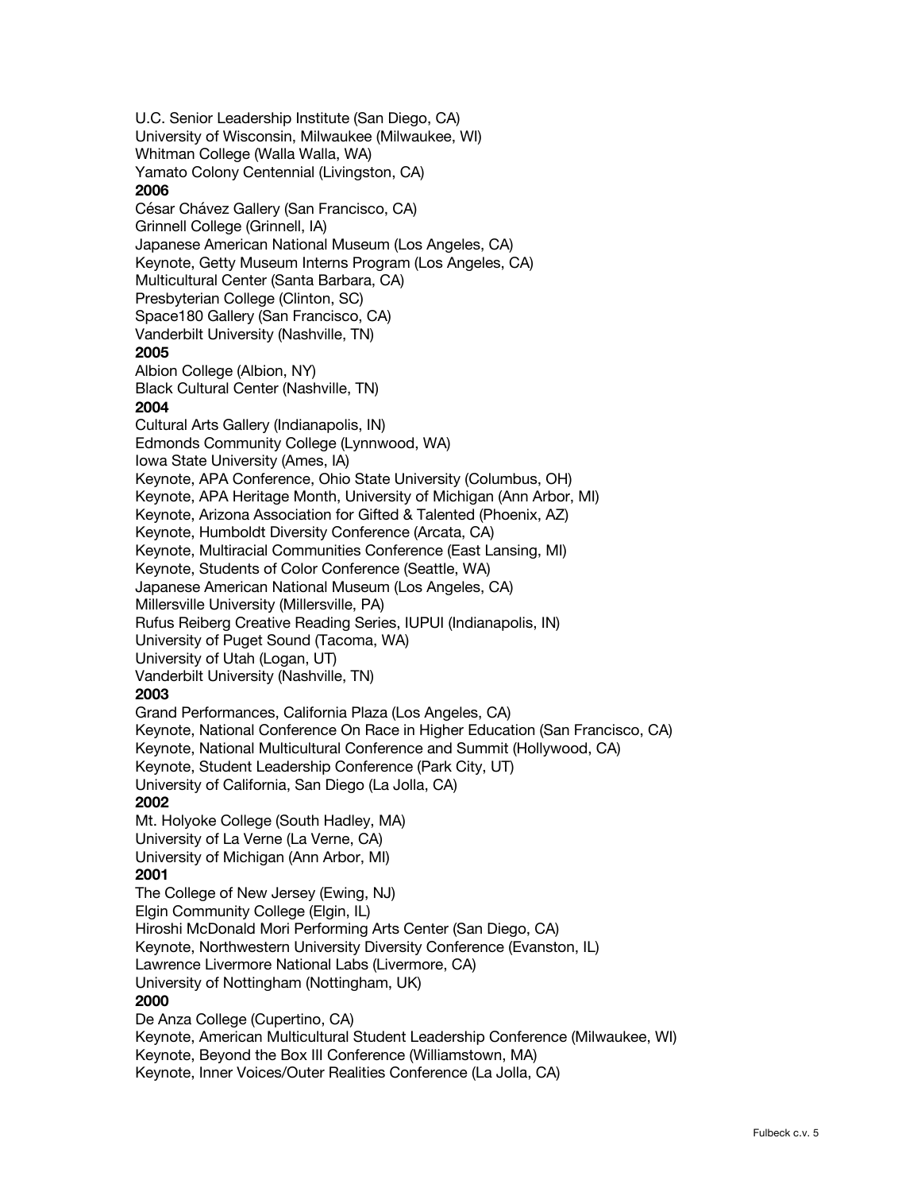U.C. Senior Leadership Institute (San Diego, CA)
University of Wisconsin, Milwaukee (Milwaukee, WI)
Whitman College (Walla Walla, WA)
Yamato Colony Centennial (Livingston, CA)

**2006**

César Chávez Gallery (San Francisco, CA)
Grinnell College (Grinnell, IA)
Japanese American National Museum (Los Angeles, CA)
Keynote, Getty Museum Interns Program (Los Angeles, CA)
Multicultural Center (Santa Barbara, CA)
Presbyterian College (Clinton, SC)
Space180 Gallery (San Francisco, CA)
Vanderbilt University (Nashville, TN)

**2005**

Albion College (Albion, NY)
Black Cultural Center (Nashville, TN)

**2004**

Cultural Arts Gallery (Indianapolis, IN)
Edmonds Community College (Lynnwood, WA)
Iowa State University (Ames, IA)
Keynote, APA Conference, Ohio State University (Columbus, OH)
Keynote, APA Heritage Month, University of Michigan (Ann Arbor, MI)
Keynote, Arizona Association for Gifted & Talented (Phoenix, AZ)
Keynote, Humboldt Diversity Conference (Arcata, CA)
Keynote, Multiracial Communities Conference (East Lansing, MI)
Keynote, Students of Color Conference (Seattle, WA)
Japanese American National Museum (Los Angeles, CA)
Millersville University (Millersville, PA)
Rufus Reiberg Creative Reading Series, IUPUI (Indianapolis, IN)
University of Puget Sound (Tacoma, WA)
University of Utah (Logan, UT)
Vanderbilt University (Nashville, TN)

**2003**

Grand Performances, California Plaza (Los Angeles, CA)
Keynote, National Conference On Race in Higher Education (San Francisco, CA)
Keynote, National Multicultural Conference and Summit (Hollywood, CA)
Keynote, Student Leadership Conference (Park City, UT)
University of California, San Diego (La Jolla, CA)

**2002**

Mt. Holyoke College (South Hadley, MA)
University of La Verne (La Verne, CA)
University of Michigan (Ann Arbor, MI)

**2001**

The College of New Jersey (Ewing, NJ)
Elgin Community College (Elgin, IL)
Hiroshi McDonald Mori Performing Arts Center (San Diego, CA)
Keynote, Northwestern University Diversity Conference (Evanston, IL)
Lawrence Livermore National Labs (Livermore, CA)
University of Nottingham (Nottingham, UK)

**2000**

De Anza College (Cupertino, CA)
Keynote, American Multicultural Student Leadership Conference (Milwaukee, WI)
Keynote, Beyond the Box III Conference (Williamstown, MA)
Keynote, Inner Voices/Outer Realities Conference (La Jolla, CA)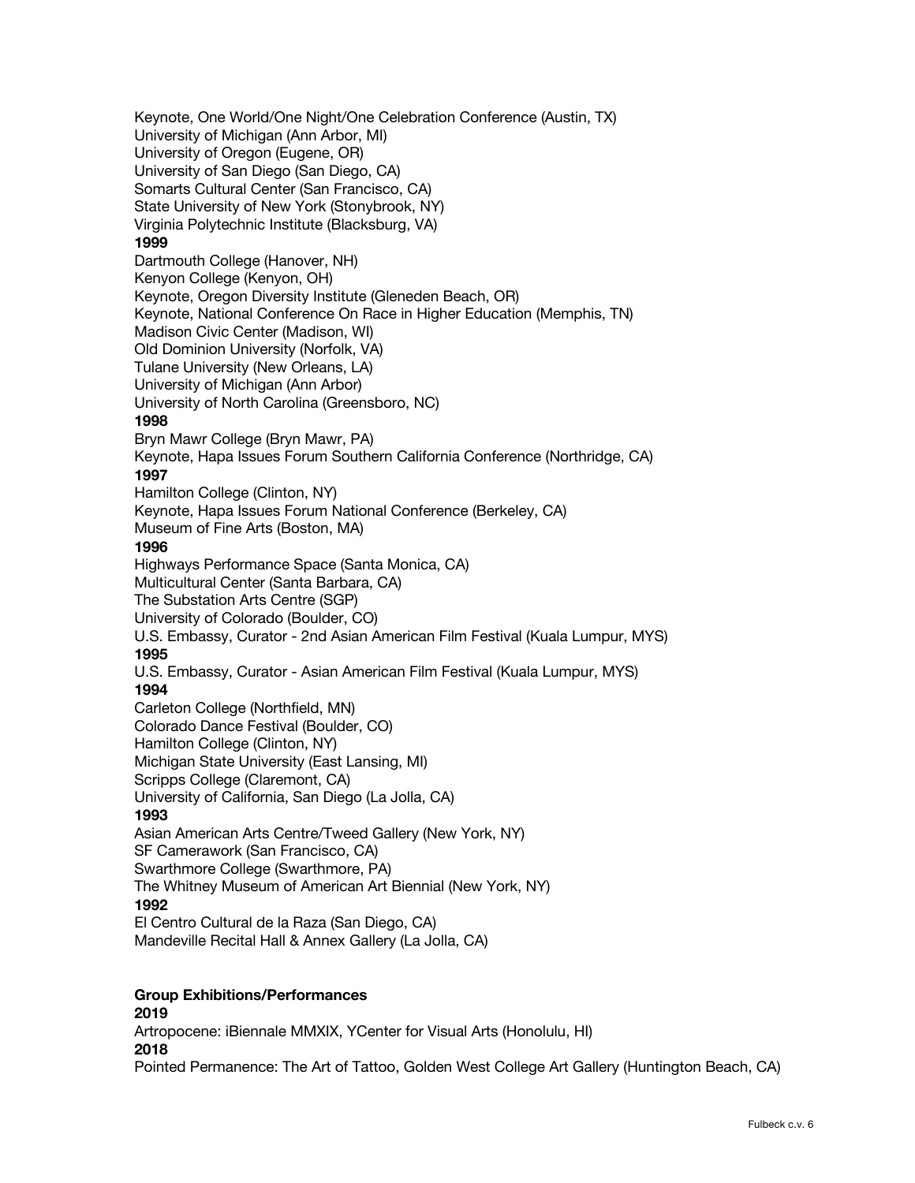Keynote, One World/One Night/One Celebration Conference (Austin, TX)
University of Michigan (Ann Arbor, MI)
University of Oregon (Eugene, OR)
University of San Diego (San Diego, CA)
Somarts Cultural Center (San Francisco, CA)
State University of New York (Stonybrook, NY)
Virginia Polytechnic Institute (Blacksburg, VA)

**1999**

Dartmouth College (Hanover, NH)
Kenyon College (Kenyon, OH)
Keynote, Oregon Diversity Institute (Gleneden Beach, OR)
Keynote, National Conference On Race in Higher Education (Memphis, TN)
Madison Civic Center (Madison, WI)
Old Dominion University (Norfolk, VA)
Tulane University (New Orleans, LA)
University of Michigan (Ann Arbor)
University of North Carolina (Greensboro, NC)

**1998**

Bryn Mawr College (Bryn Mawr, PA)
Keynote, Hapa Issues Forum Southern California Conference (Northridge, CA)

**1997**

Hamilton College (Clinton, NY)
Keynote, Hapa Issues Forum National Conference (Berkeley, CA)
Museum of Fine Arts (Boston, MA)

**1996**

Highways Performance Space (Santa Monica, CA)
Multicultural Center (Santa Barbara, CA)
The Substation Arts Centre (SGP)
University of Colorado (Boulder, CO)
U.S. Embassy, Curator - 2nd Asian American Film Festival (Kuala Lumpur, MYS)

**1995**

U.S. Embassy, Curator - Asian American Film Festival (Kuala Lumpur, MYS)

**1994**

Carleton College (Northfield, MN)
Colorado Dance Festival (Boulder, CO)
Hamilton College (Clinton, NY)
Michigan State University (East Lansing, MI)
Scripps College (Claremont, CA)
University of California, San Diego (La Jolla, CA)

**1993**

Asian American Arts Centre/Tweed Gallery (New York, NY)
SF Camerawork (San Francisco, CA)
Swarthmore College (Swarthmore, PA)
The Whitney Museum of American Art Biennial (New York, NY)

**1992**

El Centro Cultural de la Raza (San Diego, CA)
Mandeville Recital Hall & Annex Gallery (La Jolla, CA)

## Group Exhibitions/Performances

**2019**

Artropocene: iBiennale MMXIX, YCenter for Visual Arts (Honolulu, HI)

**2018**

Pointed Permanence: The Art of Tattoo, Golden West College Art Gallery (Huntington Beach, CA)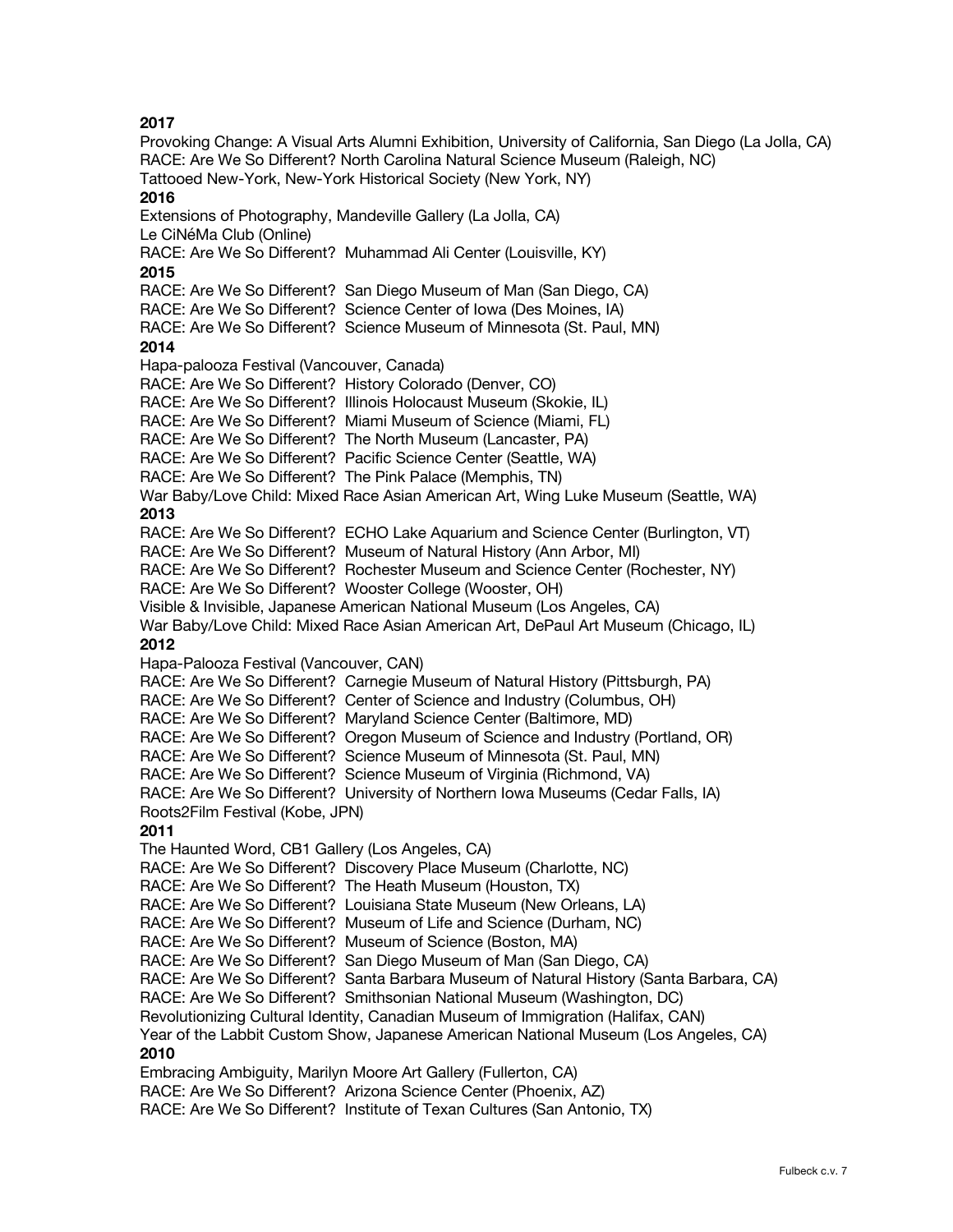**2017**

Provoking Change: A Visual Arts Alumni Exhibition, University of California, San Diego (La Jolla, CA)
RACE: Are We So Different? North Carolina Natural Science Museum (Raleigh, NC)
Tattooed New-York, New-York Historical Society (New York, NY)

**2016**

Extensions of Photography, Mandeville Gallery (La Jolla, CA)
Le CiNéMa Club (Online)
RACE: Are We So Different? Muhammad Ali Center (Louisville, KY)

**2015**

RACE: Are We So Different? San Diego Museum of Man (San Diego, CA)
RACE: Are We So Different? Science Center of Iowa (Des Moines, IA)
RACE: Are We So Different? Science Museum of Minnesota (St. Paul, MN)

**2014**

Hapa-palooza Festival (Vancouver, Canada)
RACE: Are We So Different? History Colorado (Denver, CO)
RACE: Are We So Different? Illinois Holocaust Museum (Skokie, IL)
RACE: Are We So Different? Miami Museum of Science (Miami, FL)
RACE: Are We So Different? The North Museum (Lancaster, PA)
RACE: Are We So Different? Pacific Science Center (Seattle, WA)
RACE: Are We So Different? The Pink Palace (Memphis, TN)
War Baby/Love Child: Mixed Race Asian American Art, Wing Luke Museum (Seattle, WA)

**2013**

RACE: Are We So Different? ECHO Lake Aquarium and Science Center (Burlington, VT)
RACE: Are We So Different? Museum of Natural History (Ann Arbor, MI)
RACE: Are We So Different? Rochester Museum and Science Center (Rochester, NY)
RACE: Are We So Different? Wooster College (Wooster, OH)
Visible & Invisible, Japanese American National Museum (Los Angeles, CA)
War Baby/Love Child: Mixed Race Asian American Art, DePaul Art Museum (Chicago, IL)

**2012**

Hapa-Palooza Festival (Vancouver, CAN)
RACE: Are We So Different? Carnegie Museum of Natural History (Pittsburgh, PA)
RACE: Are We So Different? Center of Science and Industry (Columbus, OH)
RACE: Are We So Different? Maryland Science Center (Baltimore, MD)
RACE: Are We So Different? Oregon Museum of Science and Industry (Portland, OR)
RACE: Are We So Different? Science Museum of Minnesota (St. Paul, MN)
RACE: Are We So Different? Science Museum of Virginia (Richmond, VA)
RACE: Are We So Different? University of Northern Iowa Museums (Cedar Falls, IA)
Roots2Film Festival (Kobe, JPN)

**2011**

The Haunted Word, CB1 Gallery (Los Angeles, CA)
RACE: Are We So Different? Discovery Place Museum (Charlotte, NC)
RACE: Are We So Different? The Heath Museum (Houston, TX)
RACE: Are We So Different? Louisiana State Museum (New Orleans, LA)
RACE: Are We So Different? Museum of Life and Science (Durham, NC)
RACE: Are We So Different? Museum of Science (Boston, MA)
RACE: Are We So Different? San Diego Museum of Man (San Diego, CA)
RACE: Are We So Different? Santa Barbara Museum of Natural History (Santa Barbara, CA)
RACE: Are We So Different? Smithsonian National Museum (Washington, DC)
Revolutionizing Cultural Identity, Canadian Museum of Immigration (Halifax, CAN)
Year of the Labbit Custom Show, Japanese American National Museum (Los Angeles, CA)

**2010**

Embracing Ambiguity, Marilyn Moore Art Gallery (Fullerton, CA)
RACE: Are We So Different? Arizona Science Center (Phoenix, AZ)
RACE: Are We So Different? Institute of Texan Cultures (San Antonio, TX)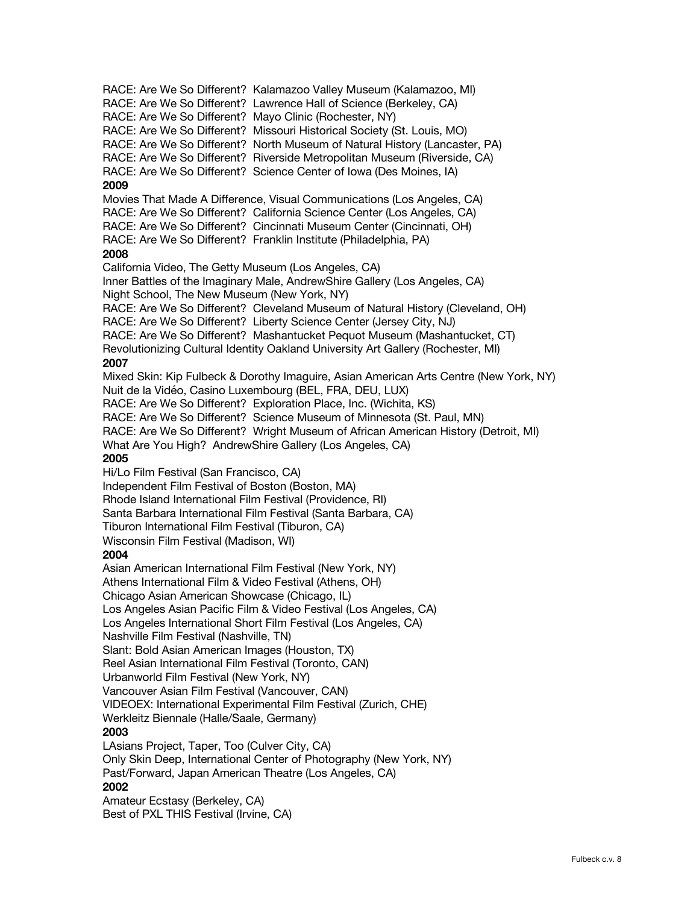RACE: Are We So Different?  Kalamazoo Valley Museum (Kalamazoo, MI)
RACE: Are We So Different?  Lawrence Hall of Science (Berkeley, CA)
RACE: Are We So Different?  Mayo Clinic (Rochester, NY)
RACE: Are We So Different?  Missouri Historical Society (St. Louis, MO)
RACE: Are We So Different?  North Museum of Natural History (Lancaster, PA)
RACE: Are We So Different?  Riverside Metropolitan Museum (Riverside, CA)
RACE: Are We So Different?  Science Center of Iowa (Des Moines, IA)

**2009**

Movies That Made A Difference, Visual Communications (Los Angeles, CA)
RACE: Are We So Different?  California Science Center (Los Angeles, CA)
RACE: Are We So Different?  Cincinnati Museum Center (Cincinnati, OH)
RACE: Are We So Different?  Franklin Institute (Philadelphia, PA)

**2008**

California Video, The Getty Museum (Los Angeles, CA)
Inner Battles of the Imaginary Male, AndrewShire Gallery (Los Angeles, CA)
Night School, The New Museum (New York, NY)
RACE: Are We So Different?  Cleveland Museum of Natural History (Cleveland, OH)
RACE: Are We So Different?  Liberty Science Center (Jersey City, NJ)
RACE: Are We So Different?  Mashantucket Pequot Museum (Mashantucket, CT)
Revolutionizing Cultural Identity Oakland University Art Gallery (Rochester, MI)

**2007**

Mixed Skin: Kip Fulbeck & Dorothy Imaguire, Asian American Arts Centre (New York, NY)
Nuit de la Vidéo, Casino Luxembourg (BEL, FRA, DEU, LUX)
RACE: Are We So Different?  Exploration Place, Inc. (Wichita, KS)
RACE: Are We So Different?  Science Museum of Minnesota (St. Paul, MN)
RACE: Are We So Different?  Wright Museum of African American History (Detroit, MI)
What Are You High?  AndrewShire Gallery (Los Angeles, CA)

**2005**

Hi/Lo Film Festival (San Francisco, CA)
Independent Film Festival of Boston (Boston, MA)
Rhode Island International Film Festival (Providence, RI)
Santa Barbara International Film Festival (Santa Barbara, CA)
Tiburon International Film Festival (Tiburon, CA)
Wisconsin Film Festival (Madison, WI)

**2004**

Asian American International Film Festival (New York, NY)
Athens International Film & Video Festival (Athens, OH)
Chicago Asian American Showcase (Chicago, IL)
Los Angeles Asian Pacific Film & Video Festival (Los Angeles, CA)
Los Angeles International Short Film Festival (Los Angeles, CA)
Nashville Film Festival (Nashville, TN)
Slant: Bold Asian American Images (Houston, TX)
Reel Asian International Film Festival (Toronto, CAN)
Urbanworld Film Festival (New York, NY)
Vancouver Asian Film Festival (Vancouver, CAN)
VIDEOEX: International Experimental Film Festival (Zurich, CHE)
Werkleitz Biennale (Halle/Saale, Germany)

**2003**

LAsians Project, Taper, Too (Culver City, CA)
Only Skin Deep, International Center of Photography (New York, NY)
Past/Forward, Japan American Theatre (Los Angeles, CA)

**2002**

Amateur Ecstasy (Berkeley, CA)
Best of PXL THIS Festival (Irvine, CA)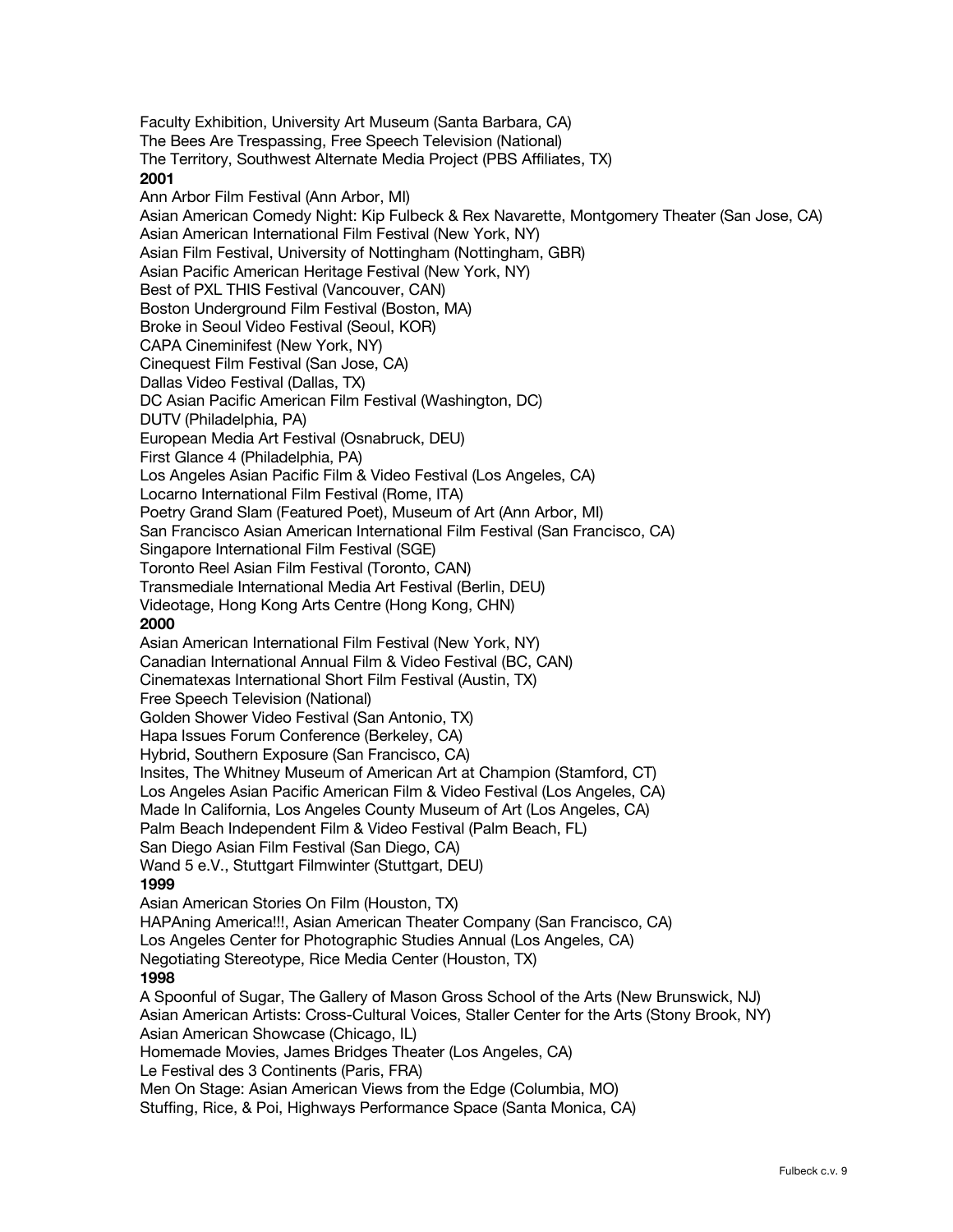Faculty Exhibition, University Art Museum (Santa Barbara, CA)
The Bees Are Trespassing, Free Speech Television (National)
The Territory, Southwest Alternate Media Project (PBS Affiliates, TX)

**2001**

Ann Arbor Film Festival (Ann Arbor, MI)
Asian American Comedy Night: Kip Fulbeck & Rex Navarette, Montgomery Theater (San Jose, CA)
Asian American International Film Festival (New York, NY)
Asian Film Festival, University of Nottingham (Nottingham, GBR)
Asian Pacific American Heritage Festival (New York, NY)
Best of PXL THIS Festival (Vancouver, CAN)
Boston Underground Film Festival (Boston, MA)
Broke in Seoul Video Festival (Seoul, KOR)
CAPA Cineminifest (New York, NY)
Cinequest Film Festival (San Jose, CA)
Dallas Video Festival (Dallas, TX)
DC Asian Pacific American Film Festival (Washington, DC)
DUTV (Philadelphia, PA)
European Media Art Festival (Osnabruck, DEU)
First Glance 4 (Philadelphia, PA)
Los Angeles Asian Pacific Film & Video Festival (Los Angeles, CA)
Locarno International Film Festival (Rome, ITA)
Poetry Grand Slam (Featured Poet), Museum of Art (Ann Arbor, MI)
San Francisco Asian American International Film Festival (San Francisco, CA)
Singapore International Film Festival (SGE)
Toronto Reel Asian Film Festival (Toronto, CAN)
Transmediale International Media Art Festival (Berlin, DEU)
Videotage, Hong Kong Arts Centre (Hong Kong, CHN)

**2000**

Asian American International Film Festival (New York, NY)
Canadian International Annual Film & Video Festival (BC, CAN)
Cinematexas International Short Film Festival (Austin, TX)
Free Speech Television (National)
Golden Shower Video Festival (San Antonio, TX)
Hapa Issues Forum Conference (Berkeley, CA)
Hybrid, Southern Exposure (San Francisco, CA)
Insites, The Whitney Museum of American Art at Champion (Stamford, CT)
Los Angeles Asian Pacific American Film & Video Festival (Los Angeles, CA)
Made In California, Los Angeles County Museum of Art (Los Angeles, CA)
Palm Beach Independent Film & Video Festival (Palm Beach, FL)
San Diego Asian Film Festival (San Diego, CA)
Wand 5 e.V., Stuttgart Filmwinter (Stuttgart, DEU)

**1999**

Asian American Stories On Film (Houston, TX)
HAPAning America!!!, Asian American Theater Company (San Francisco, CA)
Los Angeles Center for Photographic Studies Annual (Los Angeles, CA)
Negotiating Stereotype, Rice Media Center (Houston, TX)

**1998**

A Spoonful of Sugar, The Gallery of Mason Gross School of the Arts (New Brunswick, NJ)
Asian American Artists: Cross-Cultural Voices, Staller Center for the Arts (Stony Brook, NY)
Asian American Showcase (Chicago, IL)
Homemade Movies, James Bridges Theater (Los Angeles, CA)
Le Festival des 3 Continents (Paris, FRA)
Men On Stage: Asian American Views from the Edge (Columbia, MO)
Stuffing, Rice, & Poi, Highways Performance Space (Santa Monica, CA)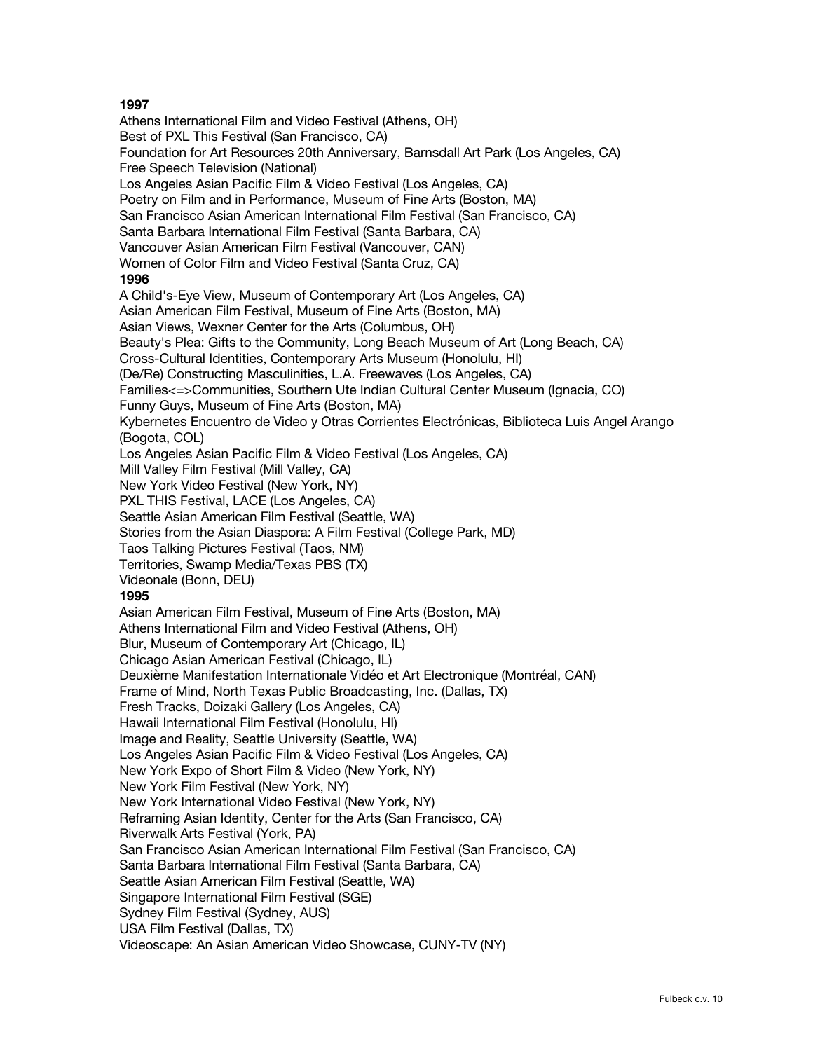**1997**

Athens International Film and Video Festival (Athens, OH)
Best of PXL This Festival (San Francisco, CA)
Foundation for Art Resources 20th Anniversary, Barnsdall Art Park (Los Angeles, CA)
Free Speech Television (National)
Los Angeles Asian Pacific Film & Video Festival (Los Angeles, CA)
Poetry on Film and in Performance, Museum of Fine Arts (Boston, MA)
San Francisco Asian American International Film Festival (San Francisco, CA)
Santa Barbara International Film Festival (Santa Barbara, CA)
Vancouver Asian American Film Festival (Vancouver, CAN)
Women of Color Film and Video Festival (Santa Cruz, CA)

**1996**

A Child's-Eye View, Museum of Contemporary Art (Los Angeles, CA)
Asian American Film Festival, Museum of Fine Arts (Boston, MA)
Asian Views, Wexner Center for the Arts (Columbus, OH)
Beauty's Plea: Gifts to the Community, Long Beach Museum of Art (Long Beach, CA)
Cross-Cultural Identities, Contemporary Arts Museum (Honolulu, HI)
(De/Re) Constructing Masculinities, L.A. Freewaves (Los Angeles, CA)
Families<=>Communities, Southern Ute Indian Cultural Center Museum (Ignacia, CO)
Funny Guys, Museum of Fine Arts (Boston, MA)
Kybernetes Encuentro de Video y Otras Corrientes Electrónicas, Biblioteca Luis Angel Arango (Bogota, COL)
Los Angeles Asian Pacific Film & Video Festival (Los Angeles, CA)
Mill Valley Film Festival (Mill Valley, CA)
New York Video Festival (New York, NY)
PXL THIS Festival, LACE (Los Angeles, CA)
Seattle Asian American Film Festival (Seattle, WA)
Stories from the Asian Diaspora: A Film Festival (College Park, MD)
Taos Talking Pictures Festival (Taos, NM)
Territories, Swamp Media/Texas PBS (TX)
Videonale (Bonn, DEU)

**1995**

Asian American Film Festival, Museum of Fine Arts (Boston, MA)
Athens International Film and Video Festival (Athens, OH)
Blur, Museum of Contemporary Art (Chicago, IL)
Chicago Asian American Festival (Chicago, IL)
Deuxième Manifestation Internationale Vidéo et Art Electronique (Montréal, CAN)
Frame of Mind, North Texas Public Broadcasting, Inc. (Dallas, TX)
Fresh Tracks, Doizaki Gallery (Los Angeles, CA)
Hawaii International Film Festival (Honolulu, HI)
Image and Reality, Seattle University (Seattle, WA)
Los Angeles Asian Pacific Film & Video Festival (Los Angeles, CA)
New York Expo of Short Film & Video (New York, NY)
New York Film Festival (New York, NY)
New York International Video Festival (New York, NY)
Reframing Asian Identity, Center for the Arts (San Francisco, CA)
Riverwalk Arts Festival (York, PA)
San Francisco Asian American International Film Festival (San Francisco, CA)
Santa Barbara International Film Festival (Santa Barbara, CA)
Seattle Asian American Film Festival (Seattle, WA)
Singapore International Film Festival (SGE)
Sydney Film Festival (Sydney, AUS)
USA Film Festival (Dallas, TX)
Videoscape: An Asian American Video Showcase, CUNY-TV (NY)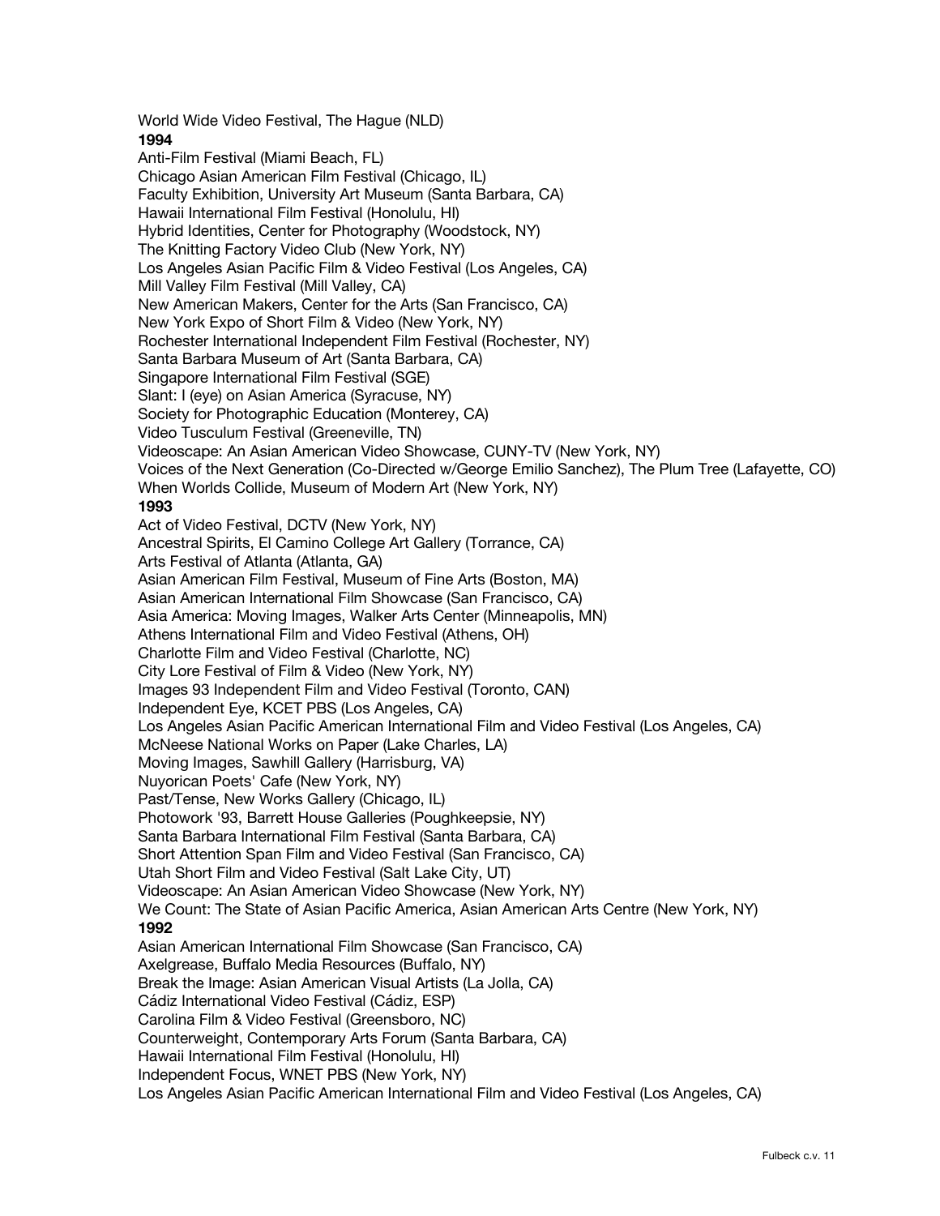World Wide Video Festival, The Hague (NLD)

**1994**

Anti-Film Festival (Miami Beach, FL)
Chicago Asian American Film Festival (Chicago, IL)
Faculty Exhibition, University Art Museum (Santa Barbara, CA)
Hawaii International Film Festival (Honolulu, HI)
Hybrid Identities, Center for Photography (Woodstock, NY)
The Knitting Factory Video Club (New York, NY)
Los Angeles Asian Pacific Film & Video Festival (Los Angeles, CA)
Mill Valley Film Festival (Mill Valley, CA)
New American Makers, Center for the Arts (San Francisco, CA)
New York Expo of Short Film & Video (New York, NY)
Rochester International Independent Film Festival (Rochester, NY)
Santa Barbara Museum of Art (Santa Barbara, CA)
Singapore International Film Festival (SGE)
Slant: I (eye) on Asian America (Syracuse, NY)
Society for Photographic Education (Monterey, CA)
Video Tusculum Festival (Greeneville, TN)
Videoscape: An Asian American Video Showcase, CUNY-TV (New York, NY)
Voices of the Next Generation (Co-Directed w/George Emilio Sanchez), The Plum Tree (Lafayette, CO)
When Worlds Collide, Museum of Modern Art (New York, NY)

**1993**

Act of Video Festival, DCTV (New York, NY)
Ancestral Spirits, El Camino College Art Gallery (Torrance, CA)
Arts Festival of Atlanta (Atlanta, GA)
Asian American Film Festival, Museum of Fine Arts (Boston, MA)
Asian American International Film Showcase (San Francisco, CA)
Asia America: Moving Images, Walker Arts Center (Minneapolis, MN)
Athens International Film and Video Festival (Athens, OH)
Charlotte Film and Video Festival (Charlotte, NC)
City Lore Festival of Film & Video (New York, NY)
Images 93 Independent Film and Video Festival (Toronto, CAN)
Independent Eye, KCET PBS (Los Angeles, CA)
Los Angeles Asian Pacific American International Film and Video Festival (Los Angeles, CA)
McNeese National Works on Paper (Lake Charles, LA)
Moving Images, Sawhill Gallery (Harrisburg, VA)
Nuyorican Poets' Cafe (New York, NY)
Past/Tense, New Works Gallery (Chicago, IL)
Photowork '93, Barrett House Galleries (Poughkeepsie, NY)
Santa Barbara International Film Festival (Santa Barbara, CA)
Short Attention Span Film and Video Festival (San Francisco, CA)
Utah Short Film and Video Festival (Salt Lake City, UT)
Videoscape: An Asian American Video Showcase (New York, NY)
We Count: The State of Asian Pacific America, Asian American Arts Centre (New York, NY)

**1992**

Asian American International Film Showcase (San Francisco, CA)
Axelgrease, Buffalo Media Resources (Buffalo, NY)
Break the Image: Asian American Visual Artists (La Jolla, CA)
Cádiz International Video Festival (Cádiz, ESP)
Carolina Film & Video Festival (Greensboro, NC)
Counterweight, Contemporary Arts Forum (Santa Barbara, CA)
Hawaii International Film Festival (Honolulu, HI)
Independent Focus, WNET PBS (New York, NY)
Los Angeles Asian Pacific American International Film and Video Festival (Los Angeles, CA)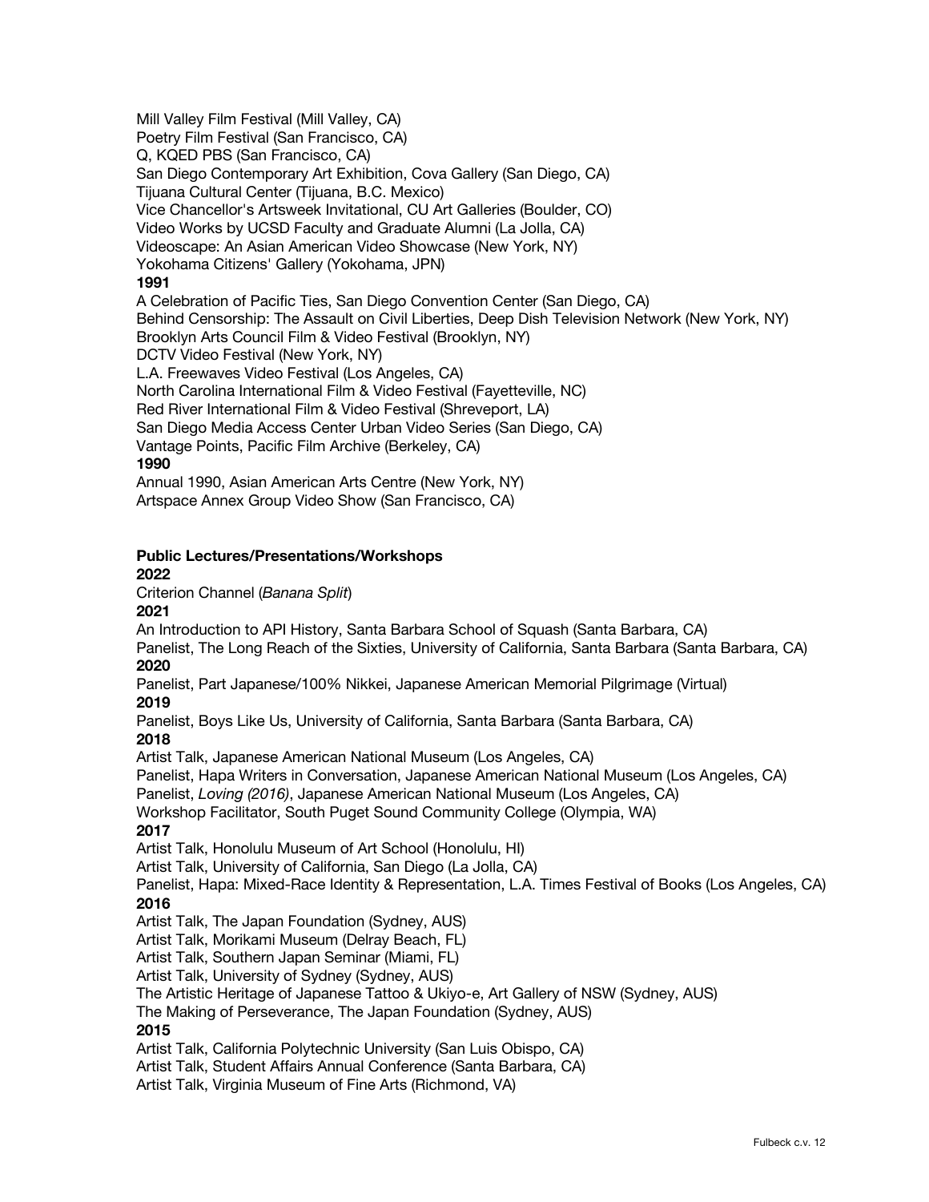Mill Valley Film Festival (Mill Valley, CA)
Poetry Film Festival (San Francisco, CA)
Q, KQED PBS (San Francisco, CA)
San Diego Contemporary Art Exhibition, Cova Gallery (San Diego, CA)
Tijuana Cultural Center (Tijuana, B.C. Mexico)
Vice Chancellor's Artsweek Invitational, CU Art Galleries (Boulder, CO)
Video Works by UCSD Faculty and Graduate Alumni (La Jolla, CA)
Videoscape: An Asian American Video Showcase (New York, NY)
Yokohama Citizens' Gallery (Yokohama, JPN)

**1991**

A Celebration of Pacific Ties, San Diego Convention Center (San Diego, CA)
Behind Censorship: The Assault on Civil Liberties, Deep Dish Television Network (New York, NY)
Brooklyn Arts Council Film & Video Festival (Brooklyn, NY)
DCTV Video Festival (New York, NY)
L.A. Freewaves Video Festival (Los Angeles, CA)
North Carolina International Film & Video Festival (Fayetteville, NC)
Red River International Film & Video Festival (Shreveport, LA)
San Diego Media Access Center Urban Video Series (San Diego, CA)
Vantage Points, Pacific Film Archive (Berkeley, CA)

**1990**

Annual 1990, Asian American Arts Centre (New York, NY)
Artspace Annex Group Video Show (San Francisco, CA)

**Public Lectures/Presentations/Workshops**

**2022**

Criterion Channel (*Banana Split*)

**2021**

An Introduction to API History, Santa Barbara School of Squash (Santa Barbara, CA)
Panelist, The Long Reach of the Sixties, University of California, Santa Barbara (Santa Barbara, CA)

**2020**

Panelist, Part Japanese/100% Nikkei, Japanese American Memorial Pilgrimage (Virtual)

**2019**

Panelist, Boys Like Us, University of California, Santa Barbara (Santa Barbara, CA)

**2018**

Artist Talk, Japanese American National Museum (Los Angeles, CA)
Panelist, Hapa Writers in Conversation, Japanese American National Museum (Los Angeles, CA)
Panelist, *Loving (2016)*, Japanese American National Museum (Los Angeles, CA)
Workshop Facilitator, South Puget Sound Community College (Olympia, WA)

**2017**

Artist Talk, Honolulu Museum of Art School (Honolulu, HI)
Artist Talk, University of California, San Diego (La Jolla, CA)
Panelist, Hapa: Mixed-Race Identity & Representation, L.A. Times Festival of Books (Los Angeles, CA)

**2016**

Artist Talk, The Japan Foundation (Sydney, AUS)
Artist Talk, Morikami Museum (Delray Beach, FL)
Artist Talk, Southern Japan Seminar (Miami, FL)
Artist Talk, University of Sydney (Sydney, AUS)
The Artistic Heritage of Japanese Tattoo & Ukiyo-e, Art Gallery of NSW (Sydney, AUS)
The Making of Perseverance, The Japan Foundation (Sydney, AUS)

**2015**

Artist Talk, California Polytechnic University (San Luis Obispo, CA)
Artist Talk, Student Affairs Annual Conference (Santa Barbara, CA)
Artist Talk, Virginia Museum of Fine Arts (Richmond, VA)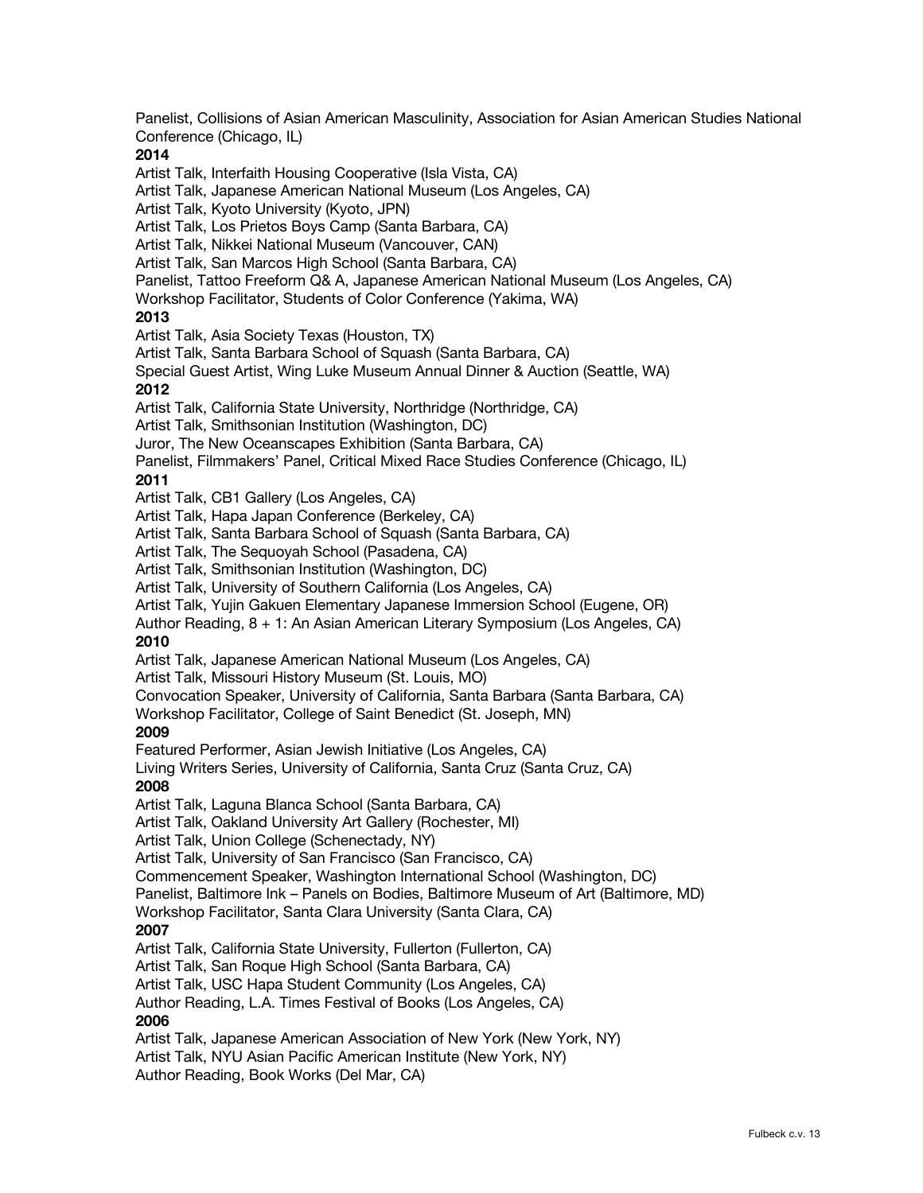Panelist, Collisions of Asian American Masculinity, Association for Asian American Studies National Conference (Chicago, IL)

**2014**

Artist Talk, Interfaith Housing Cooperative (Isla Vista, CA)
Artist Talk, Japanese American National Museum (Los Angeles, CA)
Artist Talk, Kyoto University (Kyoto, JPN)
Artist Talk, Los Prietos Boys Camp (Santa Barbara, CA)
Artist Talk, Nikkei National Museum (Vancouver, CAN)
Artist Talk, San Marcos High School (Santa Barbara, CA)
Panelist, Tattoo Freeform Q& A, Japanese American National Museum (Los Angeles, CA)
Workshop Facilitator, Students of Color Conference (Yakima, WA)

**2013**

Artist Talk, Asia Society Texas (Houston, TX)
Artist Talk, Santa Barbara School of Squash (Santa Barbara, CA)
Special Guest Artist, Wing Luke Museum Annual Dinner & Auction (Seattle, WA)

**2012**

Artist Talk, California State University, Northridge (Northridge, CA)
Artist Talk, Smithsonian Institution (Washington, DC)
Juror, The New Oceanscapes Exhibition (Santa Barbara, CA)
Panelist, Filmmakers' Panel, Critical Mixed Race Studies Conference (Chicago, IL)

**2011**

Artist Talk, CB1 Gallery (Los Angeles, CA)
Artist Talk, Hapa Japan Conference (Berkeley, CA)
Artist Talk, Santa Barbara School of Squash (Santa Barbara, CA)
Artist Talk, The Sequoyah School (Pasadena, CA)
Artist Talk, Smithsonian Institution (Washington, DC)
Artist Talk, University of Southern California (Los Angeles, CA)
Artist Talk, Yujin Gakuen Elementary Japanese Immersion School (Eugene, OR)
Author Reading, 8 + 1: An Asian American Literary Symposium (Los Angeles, CA)

**2010**

Artist Talk, Japanese American National Museum (Los Angeles, CA)
Artist Talk, Missouri History Museum (St. Louis, MO)
Convocation Speaker, University of California, Santa Barbara (Santa Barbara, CA)
Workshop Facilitator, College of Saint Benedict (St. Joseph, MN)

**2009**

Featured Performer, Asian Jewish Initiative (Los Angeles, CA)
Living Writers Series, University of California, Santa Cruz (Santa Cruz, CA)

**2008**

Artist Talk, Laguna Blanca School (Santa Barbara, CA)
Artist Talk, Oakland University Art Gallery (Rochester, MI)
Artist Talk, Union College (Schenectady, NY)
Artist Talk, University of San Francisco (San Francisco, CA)
Commencement Speaker, Washington International School (Washington, DC)
Panelist, Baltimore Ink – Panels on Bodies, Baltimore Museum of Art (Baltimore, MD)
Workshop Facilitator, Santa Clara University (Santa Clara, CA)

**2007**

Artist Talk, California State University, Fullerton (Fullerton, CA)
Artist Talk, San Roque High School (Santa Barbara, CA)
Artist Talk, USC Hapa Student Community (Los Angeles, CA)
Author Reading, L.A. Times Festival of Books (Los Angeles, CA)

**2006**

Artist Talk, Japanese American Association of New York (New York, NY)
Artist Talk, NYU Asian Pacific American Institute (New York, NY)
Author Reading, Book Works (Del Mar, CA)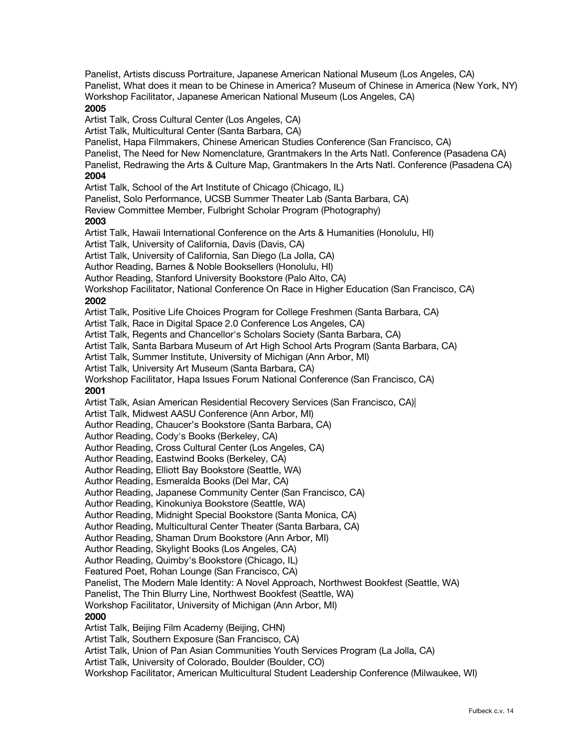Panelist, Artists discuss Portraiture, Japanese American National Museum (Los Angeles, CA)
Panelist, What does it mean to be Chinese in America? Museum of Chinese in America (New York, NY)
Workshop Facilitator, Japanese American National Museum (Los Angeles, CA)

**2005**

Artist Talk, Cross Cultural Center (Los Angeles, CA)
Artist Talk, Multicultural Center (Santa Barbara, CA)
Panelist, Hapa Filmmakers, Chinese American Studies Conference (San Francisco, CA)
Panelist, The Need for New Nomenclature, Grantmakers In the Arts Natl. Conference (Pasadena CA)
Panelist, Redrawing the Arts & Culture Map, Grantmakers In the Arts Natl. Conference (Pasadena CA)

**2004**

Artist Talk, School of the Art Institute of Chicago (Chicago, IL)
Panelist, Solo Performance, UCSB Summer Theater Lab (Santa Barbara, CA)
Review Committee Member, Fulbright Scholar Program (Photography)

**2003**

Artist Talk, Hawaii International Conference on the Arts & Humanities (Honolulu, HI)
Artist Talk, University of California, Davis (Davis, CA)
Artist Talk, University of California, San Diego (La Jolla, CA)
Author Reading, Barnes & Noble Booksellers (Honolulu, HI)
Author Reading, Stanford University Bookstore (Palo Alto, CA)
Workshop Facilitator, National Conference On Race in Higher Education (San Francisco, CA)

**2002**

Artist Talk, Positive Life Choices Program for College Freshmen (Santa Barbara, CA)
Artist Talk, Race in Digital Space 2.0 Conference Los Angeles, CA)
Artist Talk, Regents and Chancellor's Scholars Society (Santa Barbara, CA)
Artist Talk, Santa Barbara Museum of Art High School Arts Program (Santa Barbara, CA)
Artist Talk, Summer Institute, University of Michigan (Ann Arbor, MI)
Artist Talk, University Art Museum (Santa Barbara, CA)
Workshop Facilitator, Hapa Issues Forum National Conference (San Francisco, CA)

**2001**

Artist Talk, Asian American Residential Recovery Services (San Francisco, CA)|
Artist Talk, Midwest AASU Conference (Ann Arbor, MI)
Author Reading, Chaucer's Bookstore (Santa Barbara, CA)
Author Reading, Cody's Books (Berkeley, CA)
Author Reading, Cross Cultural Center (Los Angeles, CA)
Author Reading, Eastwind Books (Berkeley, CA)
Author Reading, Elliott Bay Bookstore (Seattle, WA)
Author Reading, Esmeralda Books (Del Mar, CA)
Author Reading, Japanese Community Center (San Francisco, CA)
Author Reading, Kinokuniya Bookstore (Seattle, WA)
Author Reading, Midnight Special Bookstore (Santa Monica, CA)
Author Reading, Multicultural Center Theater (Santa Barbara, CA)
Author Reading, Shaman Drum Bookstore (Ann Arbor, MI)
Author Reading, Skylight Books (Los Angeles, CA)
Author Reading, Quimby's Bookstore (Chicago, IL)
Featured Poet, Rohan Lounge (San Francisco, CA)
Panelist, The Modern Male Identity: A Novel Approach, Northwest Bookfest (Seattle, WA)
Panelist, The Thin Blurry Line, Northwest Bookfest (Seattle, WA)
Workshop Facilitator, University of Michigan (Ann Arbor, MI)

**2000**

Artist Talk, Beijing Film Academy (Beijing, CHN)
Artist Talk, Southern Exposure (San Francisco, CA)
Artist Talk, Union of Pan Asian Communities Youth Services Program (La Jolla, CA)
Artist Talk, University of Colorado, Boulder (Boulder, CO)
Workshop Facilitator, American Multicultural Student Leadership Conference (Milwaukee, WI)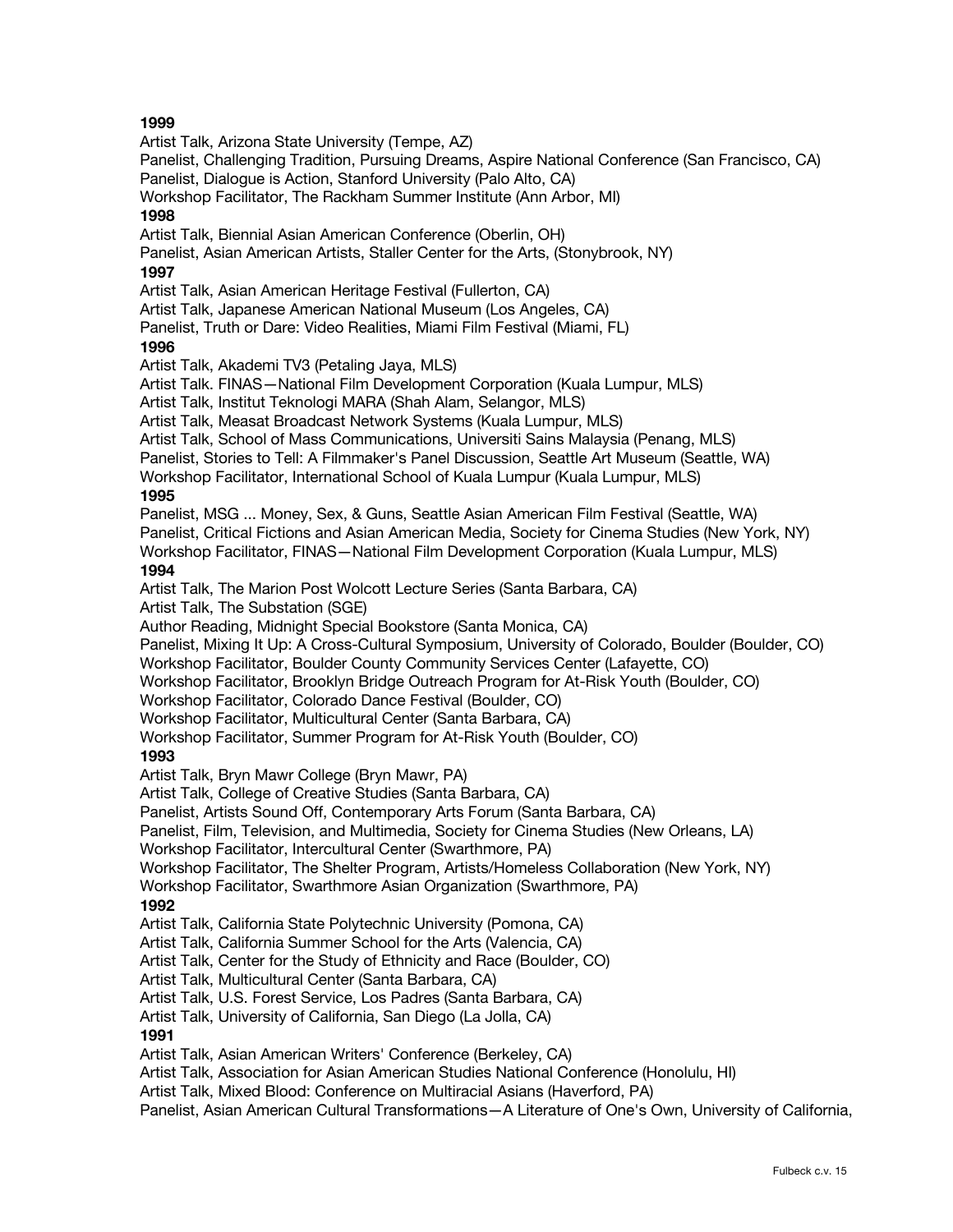**1999**

Artist Talk, Arizona State University (Tempe, AZ)

Panelist, Challenging Tradition, Pursuing Dreams, Aspire National Conference (San Francisco, CA)

Panelist, Dialogue is Action, Stanford University (Palo Alto, CA)

Workshop Facilitator, The Rackham Summer Institute (Ann Arbor, MI)

**1998**

Artist Talk, Biennial Asian American Conference (Oberlin, OH)

Panelist, Asian American Artists, Staller Center for the Arts, (Stonybrook, NY)

**1997**

Artist Talk, Asian American Heritage Festival (Fullerton, CA)

Artist Talk, Japanese American National Museum (Los Angeles, CA)

Panelist, Truth or Dare: Video Realities, Miami Film Festival (Miami, FL)

**1996**

Artist Talk, Akademi TV3 (Petaling Jaya, MLS)

Artist Talk. FINAS—National Film Development Corporation (Kuala Lumpur, MLS)

Artist Talk, Institut Teknologi MARA (Shah Alam, Selangor, MLS)

Artist Talk, Measat Broadcast Network Systems (Kuala Lumpur, MLS)

Artist Talk, School of Mass Communications, Universiti Sains Malaysia (Penang, MLS)

Panelist, Stories to Tell: A Filmmaker's Panel Discussion, Seattle Art Museum (Seattle, WA)

Workshop Facilitator, International School of Kuala Lumpur (Kuala Lumpur, MLS)

**1995**

Panelist, MSG ... Money, Sex, & Guns, Seattle Asian American Film Festival (Seattle, WA)

Panelist, Critical Fictions and Asian American Media, Society for Cinema Studies (New York, NY)

Workshop Facilitator, FINAS—National Film Development Corporation (Kuala Lumpur, MLS)

**1994**

Artist Talk, The Marion Post Wolcott Lecture Series (Santa Barbara, CA)

Artist Talk, The Substation (SGE)

Author Reading, Midnight Special Bookstore (Santa Monica, CA)

Panelist, Mixing It Up: A Cross-Cultural Symposium, University of Colorado, Boulder (Boulder, CO)

Workshop Facilitator, Boulder County Community Services Center (Lafayette, CO)

Workshop Facilitator, Brooklyn Bridge Outreach Program for At-Risk Youth (Boulder, CO)

Workshop Facilitator, Colorado Dance Festival (Boulder, CO)

Workshop Facilitator, Multicultural Center (Santa Barbara, CA)

Workshop Facilitator, Summer Program for At-Risk Youth (Boulder, CO)

**1993**

Artist Talk, Bryn Mawr College (Bryn Mawr, PA)

Artist Talk, College of Creative Studies (Santa Barbara, CA)

Panelist, Artists Sound Off, Contemporary Arts Forum (Santa Barbara, CA)

Panelist, Film, Television, and Multimedia, Society for Cinema Studies (New Orleans, LA)

Workshop Facilitator, Intercultural Center (Swarthmore, PA)

Workshop Facilitator, The Shelter Program, Artists/Homeless Collaboration (New York, NY)

Workshop Facilitator, Swarthmore Asian Organization (Swarthmore, PA)

**1992**

Artist Talk, California State Polytechnic University (Pomona, CA)

Artist Talk, California Summer School for the Arts (Valencia, CA)

Artist Talk, Center for the Study of Ethnicity and Race (Boulder, CO)

Artist Talk, Multicultural Center (Santa Barbara, CA)

Artist Talk, U.S. Forest Service, Los Padres (Santa Barbara, CA)

Artist Talk, University of California, San Diego (La Jolla, CA)

**1991**

Artist Talk, Asian American Writers' Conference (Berkeley, CA)

Artist Talk, Association for Asian American Studies National Conference (Honolulu, HI)

Artist Talk, Mixed Blood: Conference on Multiracial Asians (Haverford, PA)

Panelist, Asian American Cultural Transformations—A Literature of One's Own, University of California,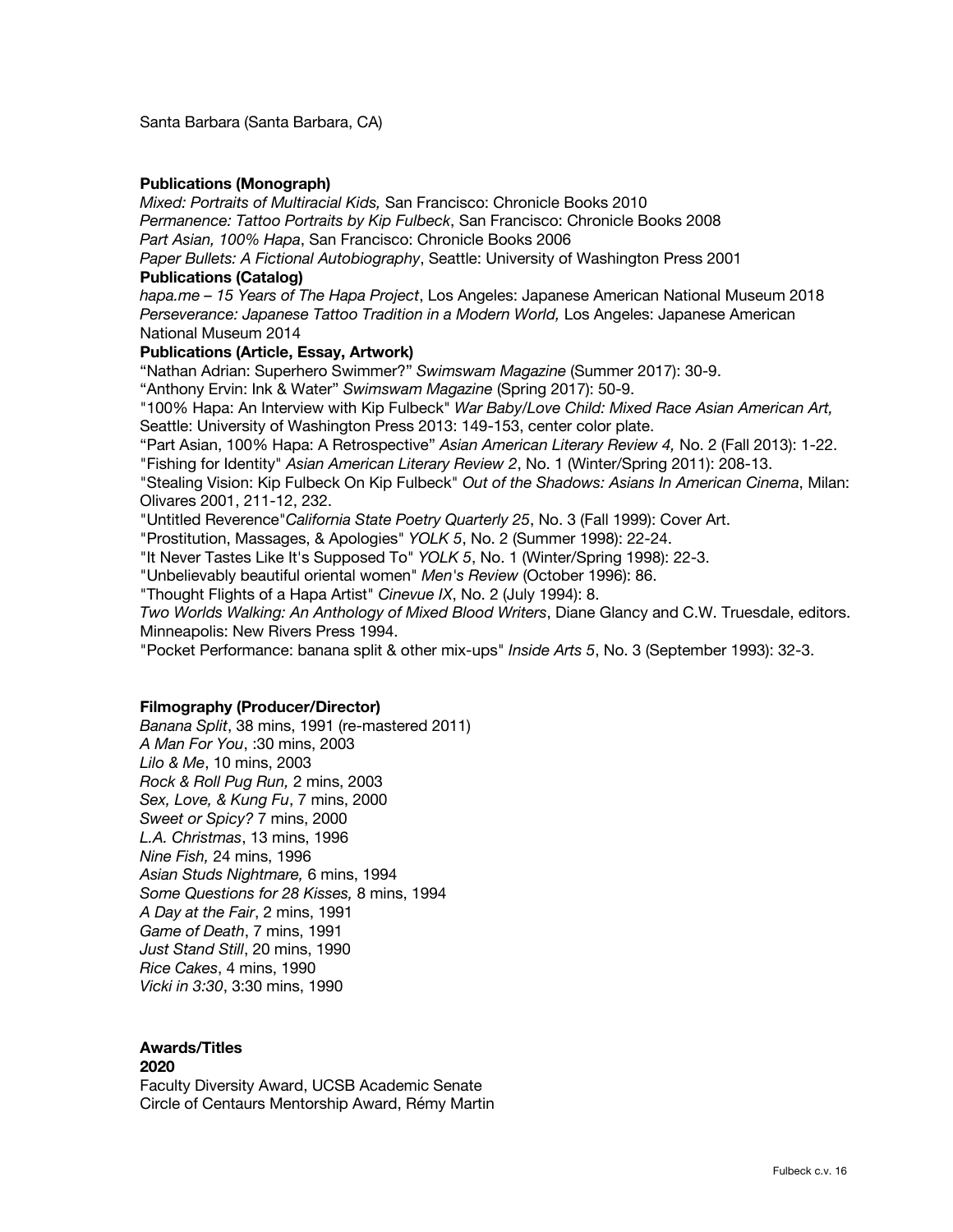Santa Barbara (Santa Barbara, CA)

**Publications (Monograph)**
*Mixed: Portraits of Multiracial Kids,* San Francisco: Chronicle Books 2010
*Permanence: Tattoo Portraits by Kip Fulbeck*, San Francisco: Chronicle Books 2008
*Part Asian, 100% Hapa*, San Francisco: Chronicle Books 2006
*Paper Bullets: A Fictional Autobiography*, Seattle: University of Washington Press 2001

**Publications (Catalog)**
*hapa.me – 15 Years of The Hapa Project*, Los Angeles: Japanese American National Museum 2018
*Perseverance: Japanese Tattoo Tradition in a Modern World,* Los Angeles: Japanese American National Museum 2014

**Publications (Article, Essay, Artwork)**
"Nathan Adrian: Superhero Swimmer?" *Swimswam Magazine* (Summer 2017): 30-9.
"Anthony Ervin: Ink & Water" *Swimswam Magazine* (Spring 2017): 50-9.
"100% Hapa: An Interview with Kip Fulbeck" *War Baby/Love Child: Mixed Race Asian American Art,* Seattle: University of Washington Press 2013: 149-153, center color plate.
"Part Asian, 100% Hapa: A Retrospective" *Asian American Literary Review 4,* No. 2 (Fall 2013): 1-22.
"Fishing for Identity" *Asian American Literary Review 2*, No. 1 (Winter/Spring 2011): 208-13.
"Stealing Vision: Kip Fulbeck On Kip Fulbeck" *Out of the Shadows: Asians In American Cinema*, Milan: Olivares 2001, 211-12, 232.
"Untitled Reverence"*California State Poetry Quarterly 25*, No. 3 (Fall 1999): Cover Art.
"Prostitution, Massages, & Apologies" *YOLK 5*, No. 2 (Summer 1998): 22-24.
"It Never Tastes Like It's Supposed To" *YOLK 5*, No. 1 (Winter/Spring 1998): 22-3.
"Unbelievably beautiful oriental women" *Men's Review* (October 1996): 86.
"Thought Flights of a Hapa Artist" *Cinevue IX*, No. 2 (July 1994): 8.
*Two Worlds Walking: An Anthology of Mixed Blood Writers*, Diane Glancy and C.W. Truesdale, editors. Minneapolis: New Rivers Press 1994.
"Pocket Performance: banana split & other mix-ups" *Inside Arts 5*, No. 3 (September 1993): 32-3.

**Filmography (Producer/Director)**
*Banana Split*, 38 mins, 1991 (re-mastered 2011)
*A Man For You*, :30 mins, 2003
*Lilo & Me*, 10 mins, 2003
*Rock & Roll Pug Run,* 2 mins, 2003
*Sex, Love, & Kung Fu*, 7 mins, 2000
*Sweet or Spicy?* 7 mins, 2000
*L.A. Christmas*, 13 mins, 1996
*Nine Fish,* 24 mins, 1996
*Asian Studs Nightmare,* 6 mins, 1994
*Some Questions for 28 Kisses,* 8 mins, 1994
*A Day at the Fair*, 2 mins, 1991
*Game of Death*, 7 mins, 1991
*Just Stand Still*, 20 mins, 1990
*Rice Cakes*, 4 mins, 1990
*Vicki in 3:30*, 3:30 mins, 1990

**Awards/Titles**
**2020**
Faculty Diversity Award, UCSB Academic Senate
Circle of Centaurs Mentorship Award, Rémy Martin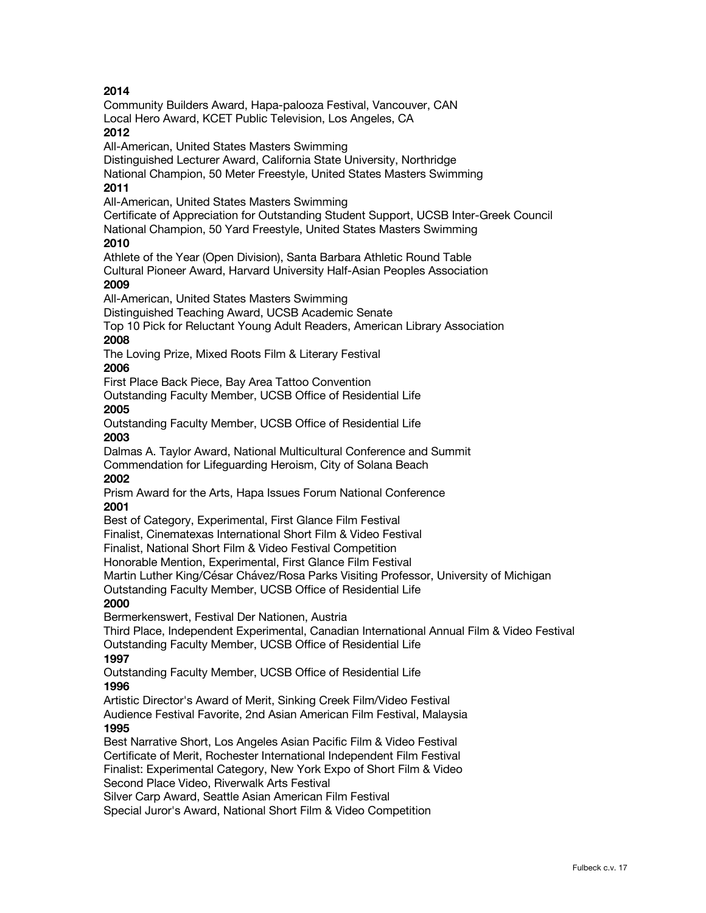**2014**

Community Builders Award, Hapa-palooza Festival, Vancouver, CAN
Local Hero Award, KCET Public Television, Los Angeles, CA

**2012**

All-American, United States Masters Swimming
Distinguished Lecturer Award, California State University, Northridge
National Champion, 50 Meter Freestyle, United States Masters Swimming

**2011**

All-American, United States Masters Swimming
Certificate of Appreciation for Outstanding Student Support, UCSB Inter-Greek Council
National Champion, 50 Yard Freestyle, United States Masters Swimming

**2010**

Athlete of the Year (Open Division), Santa Barbara Athletic Round Table
Cultural Pioneer Award, Harvard University Half-Asian Peoples Association

**2009**

All-American, United States Masters Swimming
Distinguished Teaching Award, UCSB Academic Senate
Top 10 Pick for Reluctant Young Adult Readers, American Library Association

**2008**

The Loving Prize, Mixed Roots Film & Literary Festival

**2006**

First Place Back Piece, Bay Area Tattoo Convention
Outstanding Faculty Member, UCSB Office of Residential Life

**2005**

Outstanding Faculty Member, UCSB Office of Residential Life

**2003**

Dalmas A. Taylor Award, National Multicultural Conference and Summit
Commendation for Lifeguarding Heroism, City of Solana Beach

**2002**

Prism Award for the Arts, Hapa Issues Forum National Conference

**2001**

Best of Category, Experimental, First Glance Film Festival
Finalist, Cinematexas International Short Film & Video Festival
Finalist, National Short Film & Video Festival Competition
Honorable Mention, Experimental, First Glance Film Festival
Martin Luther King/César Chávez/Rosa Parks Visiting Professor, University of Michigan
Outstanding Faculty Member, UCSB Office of Residential Life

**2000**

Bermerkenswert, Festival Der Nationen, Austria
Third Place, Independent Experimental, Canadian International Annual Film & Video Festival
Outstanding Faculty Member, UCSB Office of Residential Life

**1997**

Outstanding Faculty Member, UCSB Office of Residential Life

**1996**

Artistic Director's Award of Merit, Sinking Creek Film/Video Festival
Audience Festival Favorite, 2nd Asian American Film Festival, Malaysia

**1995**

Best Narrative Short, Los Angeles Asian Pacific Film & Video Festival
Certificate of Merit, Rochester International Independent Film Festival
Finalist: Experimental Category, New York Expo of Short Film & Video
Second Place Video, Riverwalk Arts Festival
Silver Carp Award, Seattle Asian American Film Festival
Special Juror's Award, National Short Film & Video Competition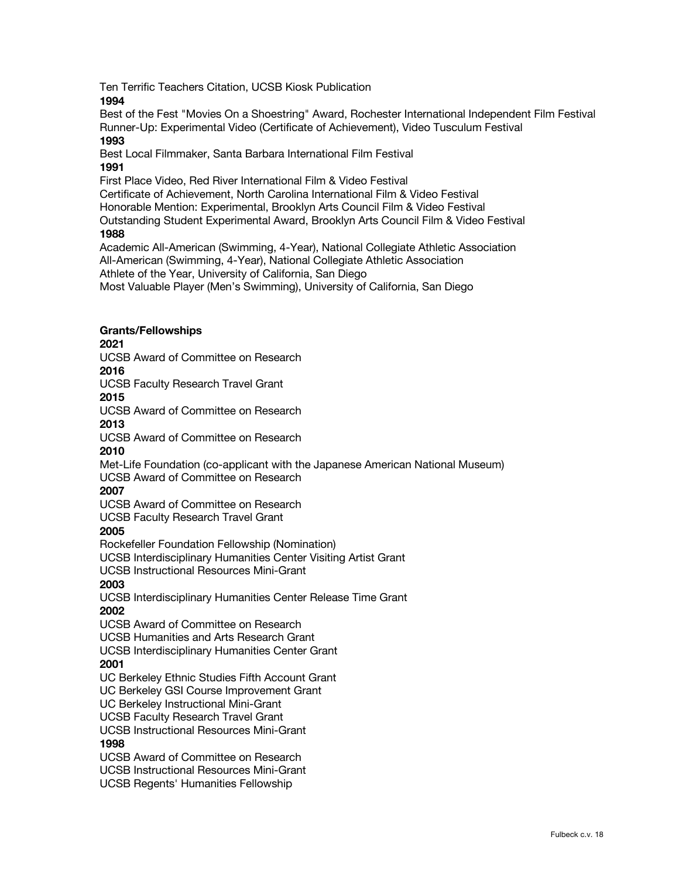Ten Terrific Teachers Citation, UCSB Kiosk Publication

**1994**

Best of the Fest "Movies On a Shoestring" Award, Rochester International Independent Film Festival
Runner-Up: Experimental Video (Certificate of Achievement), Video Tusculum Festival

**1993**

Best Local Filmmaker, Santa Barbara International Film Festival

**1991**

First Place Video, Red River International Film & Video Festival
Certificate of Achievement, North Carolina International Film & Video Festival
Honorable Mention: Experimental, Brooklyn Arts Council Film & Video Festival
Outstanding Student Experimental Award, Brooklyn Arts Council Film & Video Festival

**1988**

Academic All-American (Swimming, 4-Year), National Collegiate Athletic Association
All-American (Swimming, 4-Year), National Collegiate Athletic Association
Athlete of the Year, University of California, San Diego
Most Valuable Player (Men's Swimming), University of California, San Diego

**Grants/Fellowships**

**2021**

UCSB Award of Committee on Research

**2016**

UCSB Faculty Research Travel Grant

**2015**

UCSB Award of Committee on Research

**2013**

UCSB Award of Committee on Research

**2010**

Met-Life Foundation (co-applicant with the Japanese American National Museum)
UCSB Award of Committee on Research

**2007**

UCSB Award of Committee on Research
UCSB Faculty Research Travel Grant

**2005**

Rockefeller Foundation Fellowship (Nomination)
UCSB Interdisciplinary Humanities Center Visiting Artist Grant
UCSB Instructional Resources Mini-Grant

**2003**

UCSB Interdisciplinary Humanities Center Release Time Grant

**2002**

UCSB Award of Committee on Research
UCSB Humanities and Arts Research Grant
UCSB Interdisciplinary Humanities Center Grant

**2001**

UC Berkeley Ethnic Studies Fifth Account Grant
UC Berkeley GSI Course Improvement Grant
UC Berkeley Instructional Mini-Grant
UCSB Faculty Research Travel Grant
UCSB Instructional Resources Mini-Grant

**1998**

UCSB Award of Committee on Research
UCSB Instructional Resources Mini-Grant
UCSB Regents' Humanities Fellowship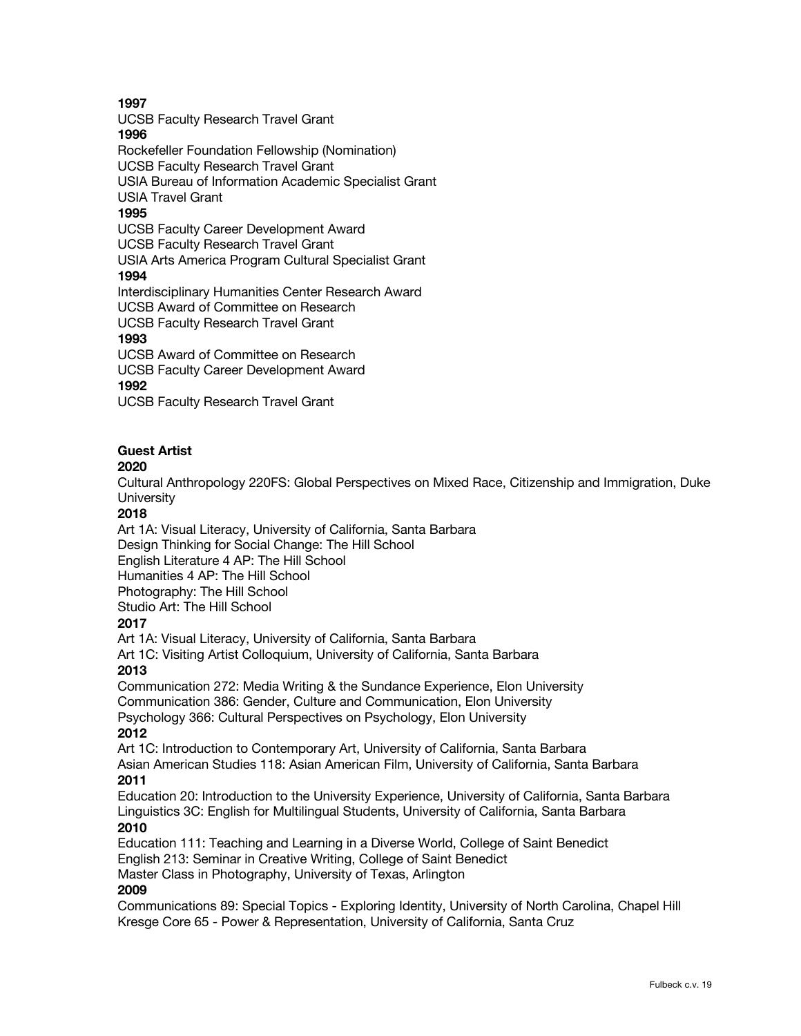**1997**

UCSB Faculty Research Travel Grant

**1996**

Rockefeller Foundation Fellowship (Nomination)

UCSB Faculty Research Travel Grant

USIA Bureau of Information Academic Specialist Grant

USIA Travel Grant

**1995**

UCSB Faculty Career Development Award

UCSB Faculty Research Travel Grant

USIA Arts America Program Cultural Specialist Grant

**1994**

Interdisciplinary Humanities Center Research Award

UCSB Award of Committee on Research

UCSB Faculty Research Travel Grant

**1993**

UCSB Award of Committee on Research

UCSB Faculty Career Development Award

**1992**

UCSB Faculty Research Travel Grant

**Guest Artist**

**2020**

Cultural Anthropology 220FS: Global Perspectives on Mixed Race, Citizenship and Immigration, Duke University

**2018**

Art 1A: Visual Literacy, University of California, Santa Barbara

Design Thinking for Social Change: The Hill School

English Literature 4 AP: The Hill School

Humanities 4 AP: The Hill School

Photography: The Hill School

Studio Art: The Hill School

**2017**

Art 1A: Visual Literacy, University of California, Santa Barbara

Art 1C: Visiting Artist Colloquium, University of California, Santa Barbara

**2013**

Communication 272: Media Writing & the Sundance Experience, Elon University

Communication 386: Gender, Culture and Communication, Elon University

Psychology 366: Cultural Perspectives on Psychology, Elon University

**2012**

Art 1C: Introduction to Contemporary Art, University of California, Santa Barbara

Asian American Studies 118: Asian American Film, University of California, Santa Barbara

**2011**

Education 20: Introduction to the University Experience, University of California, Santa Barbara

Linguistics 3C: English for Multilingual Students, University of California, Santa Barbara

**2010**

Education 111: Teaching and Learning in a Diverse World, College of Saint Benedict

English 213: Seminar in Creative Writing, College of Saint Benedict

Master Class in Photography, University of Texas, Arlington

**2009**

Communications 89: Special Topics - Exploring Identity, University of North Carolina, Chapel Hill

Kresge Core 65 - Power & Representation, University of California, Santa Cruz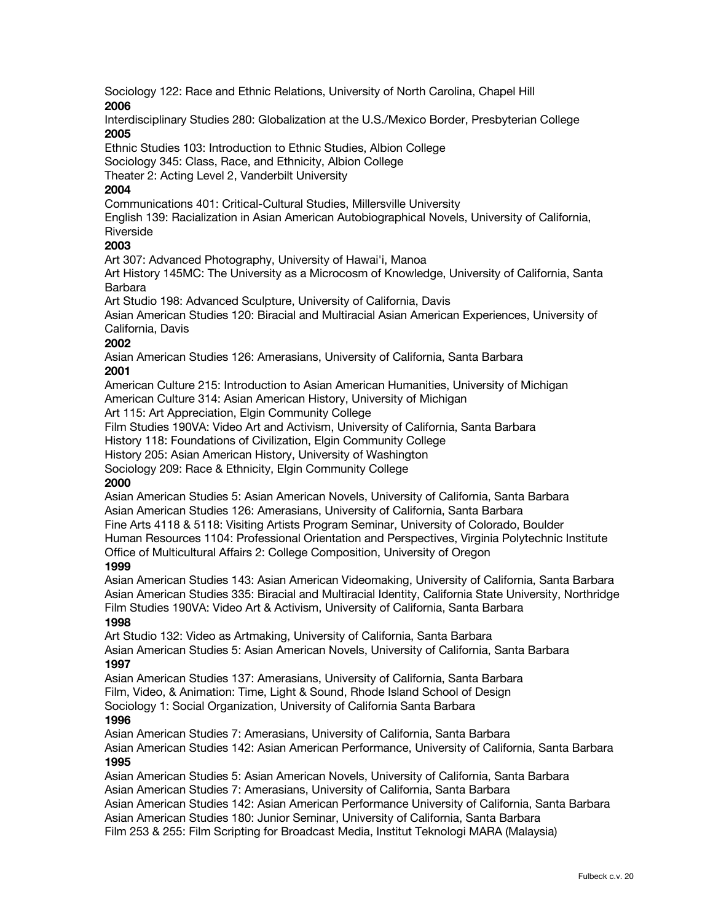Sociology 122: Race and Ethnic Relations, University of North Carolina, Chapel Hill

**2006**

Interdisciplinary Studies 280: Globalization at the U.S./Mexico Border, Presbyterian College

**2005**

Ethnic Studies 103: Introduction to Ethnic Studies, Albion College

Sociology 345: Class, Race, and Ethnicity, Albion College

Theater 2: Acting Level 2, Vanderbilt University

**2004**

Communications 401: Critical-Cultural Studies, Millersville University

English 139: Racialization in Asian American Autobiographical Novels, University of California, Riverside

**2003**

Art 307: Advanced Photography, University of Hawai'i, Manoa

Art History 145MC: The University as a Microcosm of Knowledge, University of California, Santa Barbara

Art Studio 198: Advanced Sculpture, University of California, Davis

Asian American Studies 120: Biracial and Multiracial Asian American Experiences, University of California, Davis

**2002**

Asian American Studies 126: Amerasians, University of California, Santa Barbara

**2001**

American Culture 215: Introduction to Asian American Humanities, University of Michigan

American Culture 314: Asian American History, University of Michigan

Art 115: Art Appreciation, Elgin Community College

Film Studies 190VA: Video Art and Activism, University of California, Santa Barbara

History 118: Foundations of Civilization, Elgin Community College

History 205: Asian American History, University of Washington

Sociology 209: Race & Ethnicity, Elgin Community College

**2000**

Asian American Studies 5: Asian American Novels, University of California, Santa Barbara

Asian American Studies 126: Amerasians, University of California, Santa Barbara

Fine Arts 4118 & 5118: Visiting Artists Program Seminar, University of Colorado, Boulder

Human Resources 1104: Professional Orientation and Perspectives, Virginia Polytechnic Institute

Office of Multicultural Affairs 2: College Composition, University of Oregon

**1999**

Asian American Studies 143: Asian American Videomaking, University of California, Santa Barbara

Asian American Studies 335: Biracial and Multiracial Identity, California State University, Northridge

Film Studies 190VA: Video Art & Activism, University of California, Santa Barbara

**1998**

Art Studio 132: Video as Artmaking, University of California, Santa Barbara

Asian American Studies 5: Asian American Novels, University of California, Santa Barbara

**1997**

Asian American Studies 137: Amerasians, University of California, Santa Barbara

Film, Video, & Animation: Time, Light & Sound, Rhode Island School of Design

Sociology 1: Social Organization, University of California Santa Barbara

**1996**

Asian American Studies 7: Amerasians, University of California, Santa Barbara

Asian American Studies 142: Asian American Performance, University of California, Santa Barbara

**1995**

Asian American Studies 5: Asian American Novels, University of California, Santa Barbara

Asian American Studies 7: Amerasians, University of California, Santa Barbara

Asian American Studies 142: Asian American Performance University of California, Santa Barbara

Asian American Studies 180: Junior Seminar, University of California, Santa Barbara

Film 253 & 255: Film Scripting for Broadcast Media, Institut Teknologi MARA (Malaysia)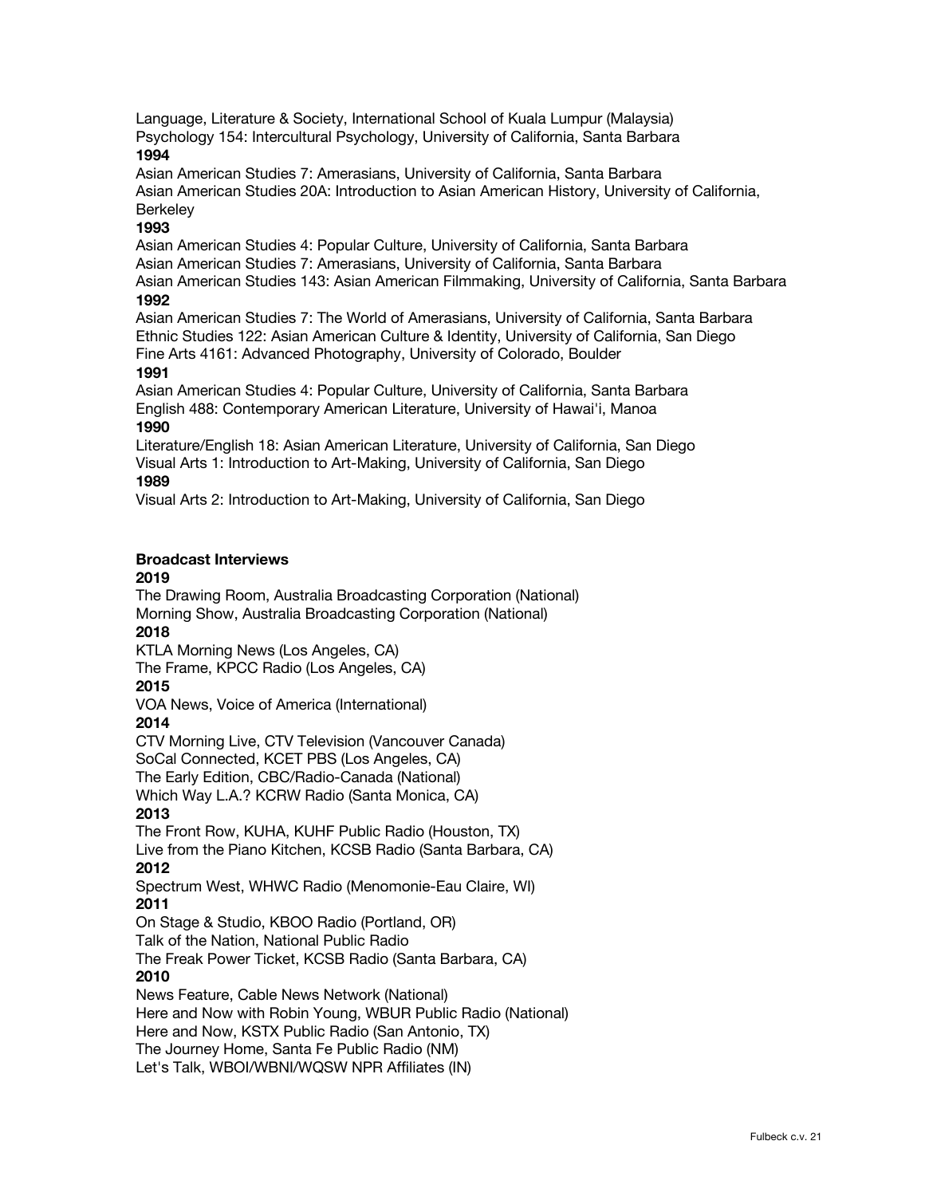Language, Literature & Society, International School of Kuala Lumpur (Malaysia)
Psychology 154: Intercultural Psychology, University of California, Santa Barbara

**1994**

Asian American Studies 7: Amerasians, University of California, Santa Barbara
Asian American Studies 20A: Introduction to Asian American History, University of California, Berkeley

**1993**

Asian American Studies 4: Popular Culture, University of California, Santa Barbara
Asian American Studies 7: Amerasians, University of California, Santa Barbara
Asian American Studies 143: Asian American Filmmaking, University of California, Santa Barbara

**1992**

Asian American Studies 7: The World of Amerasians, University of California, Santa Barbara
Ethnic Studies 122: Asian American Culture & Identity, University of California, San Diego
Fine Arts 4161: Advanced Photography, University of Colorado, Boulder

**1991**

Asian American Studies 4: Popular Culture, University of California, Santa Barbara
English 488: Contemporary American Literature, University of Hawai'i, Manoa

**1990**

Literature/English 18: Asian American Literature, University of California, San Diego
Visual Arts 1: Introduction to Art-Making, University of California, San Diego

**1989**

Visual Arts 2: Introduction to Art-Making, University of California, San Diego

## Broadcast Interviews

**2019**

The Drawing Room, Australia Broadcasting Corporation (National)
Morning Show, Australia Broadcasting Corporation (National)

**2018**

KTLA Morning News (Los Angeles, CA)
The Frame, KPCC Radio (Los Angeles, CA)

**2015**

VOA News, Voice of America (International)

**2014**

CTV Morning Live, CTV Television (Vancouver Canada)
SoCal Connected, KCET PBS (Los Angeles, CA)
The Early Edition, CBC/Radio-Canada (National)
Which Way L.A.? KCRW Radio (Santa Monica, CA)

**2013**

The Front Row, KUHA, KUHF Public Radio (Houston, TX)
Live from the Piano Kitchen, KCSB Radio (Santa Barbara, CA)

**2012**

Spectrum West, WHWC Radio (Menomonie-Eau Claire, WI)

**2011**

On Stage & Studio, KBOO Radio (Portland, OR)
Talk of the Nation, National Public Radio
The Freak Power Ticket, KCSB Radio (Santa Barbara, CA)

**2010**

News Feature, Cable News Network (National)
Here and Now with Robin Young, WBUR Public Radio (National)
Here and Now, KSTX Public Radio (San Antonio, TX)
The Journey Home, Santa Fe Public Radio (NM)
Let's Talk, WBOI/WBNI/WQSW NPR Affiliates (IN)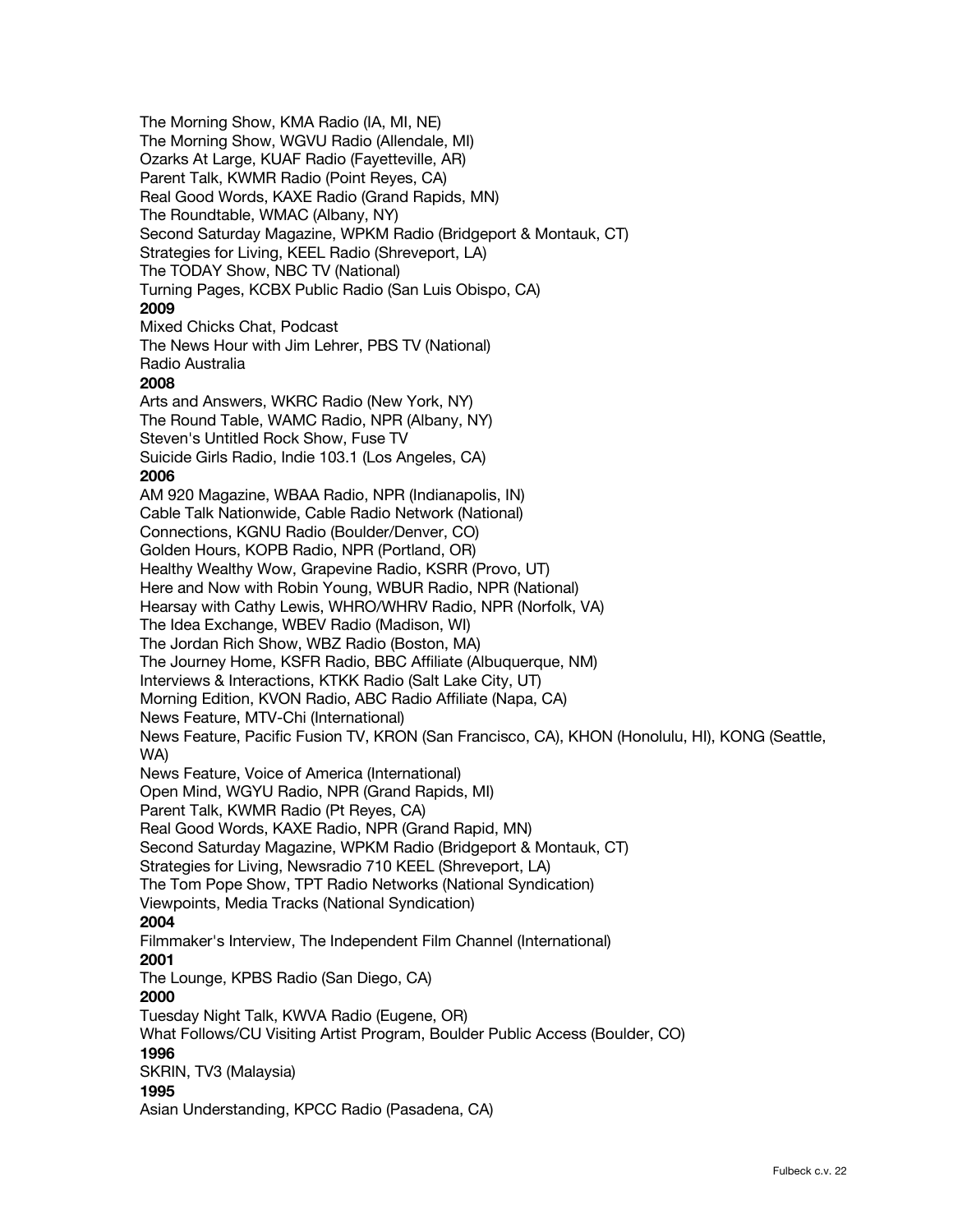The Morning Show, KMA Radio (IA, MI, NE)
The Morning Show, WGVU Radio (Allendale, MI)
Ozarks At Large, KUAF Radio (Fayetteville, AR)
Parent Talk, KWMR Radio (Point Reyes, CA)
Real Good Words, KAXE Radio (Grand Rapids, MN)
The Roundtable, WMAC (Albany, NY)
Second Saturday Magazine, WPKM Radio (Bridgeport & Montauk, CT)
Strategies for Living, KEEL Radio (Shreveport, LA)
The TODAY Show, NBC TV (National)
Turning Pages, KCBX Public Radio (San Luis Obispo, CA)

**2009**

Mixed Chicks Chat, Podcast
The News Hour with Jim Lehrer, PBS TV (National)
Radio Australia

**2008**

Arts and Answers, WKRC Radio (New York, NY)
The Round Table, WAMC Radio, NPR (Albany, NY)
Steven's Untitled Rock Show, Fuse TV
Suicide Girls Radio, Indie 103.1 (Los Angeles, CA)

**2006**

AM 920 Magazine, WBAA Radio, NPR (Indianapolis, IN)
Cable Talk Nationwide, Cable Radio Network (National)
Connections, KGNU Radio (Boulder/Denver, CO)
Golden Hours, KOPB Radio, NPR (Portland, OR)
Healthy Wealthy Wow, Grapevine Radio, KSRR (Provo, UT)
Here and Now with Robin Young, WBUR Radio, NPR (National)
Hearsay with Cathy Lewis, WHRO/WHRV Radio, NPR (Norfolk, VA)
The Idea Exchange, WBEV Radio (Madison, WI)
The Jordan Rich Show, WBZ Radio (Boston, MA)
The Journey Home, KSFR Radio, BBC Affiliate (Albuquerque, NM)
Interviews & Interactions, KTKK Radio (Salt Lake City, UT)
Morning Edition, KVON Radio, ABC Radio Affiliate (Napa, CA)
News Feature, MTV-Chi (International)
News Feature, Pacific Fusion TV, KRON (San Francisco, CA), KHON (Honolulu, HI), KONG (Seattle, WA)
News Feature, Voice of America (International)
Open Mind, WGYU Radio, NPR (Grand Rapids, MI)
Parent Talk, KWMR Radio (Pt Reyes, CA)
Real Good Words, KAXE Radio, NPR (Grand Rapid, MN)
Second Saturday Magazine, WPKM Radio (Bridgeport & Montauk, CT)
Strategies for Living, Newsradio 710 KEEL (Shreveport, LA)
The Tom Pope Show, TPT Radio Networks (National Syndication)
Viewpoints, Media Tracks (National Syndication)

**2004**

Filmmaker's Interview, The Independent Film Channel (International)

**2001**

The Lounge, KPBS Radio (San Diego, CA)

**2000**

Tuesday Night Talk, KWVA Radio (Eugene, OR)
What Follows/CU Visiting Artist Program, Boulder Public Access (Boulder, CO)

**1996**

SKRIN, TV3 (Malaysia)

**1995**

Asian Understanding, KPCC Radio (Pasadena, CA)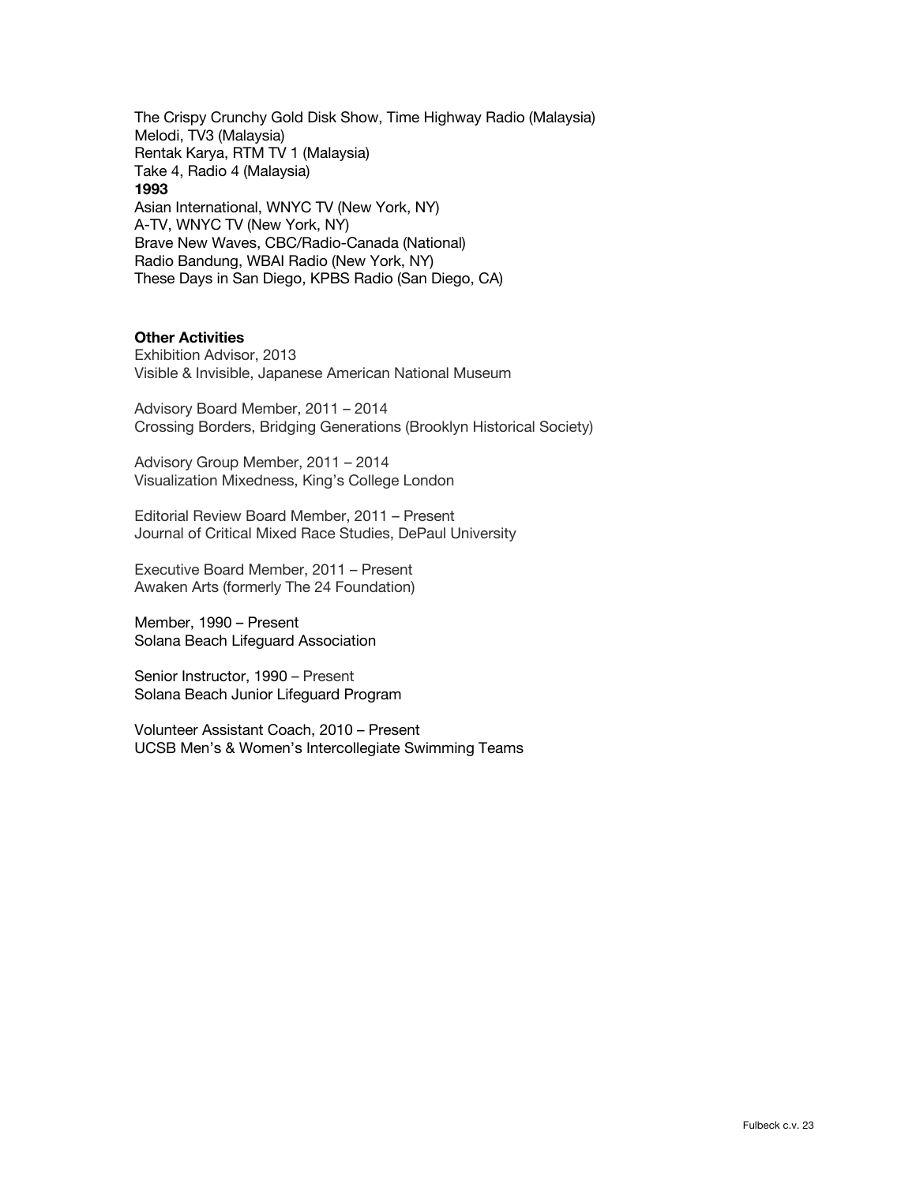The Crispy Crunchy Gold Disk Show, Time Highway Radio (Malaysia)
Melodi, TV3 (Malaysia)
Rentak Karya, RTM TV 1 (Malaysia)
Take 4, Radio 4 (Malaysia)

**1993**

Asian International, WNYC TV (New York, NY)
A-TV, WNYC TV (New York, NY)
Brave New Waves, CBC/Radio-Canada (National)
Radio Bandung, WBAI Radio (New York, NY)
These Days in San Diego, KPBS Radio (San Diego, CA)

**Other Activities**

Exhibition Advisor, 2013
Visible & Invisible, Japanese American National Museum

Advisory Board Member, 2011 – 2014
Crossing Borders, Bridging Generations (Brooklyn Historical Society)

Advisory Group Member, 2011 – 2014
Visualization Mixedness, King's College London

Editorial Review Board Member, 2011 – Present
Journal of Critical Mixed Race Studies, DePaul University

Executive Board Member, 2011 – Present
Awaken Arts (formerly The 24 Foundation)

Member, 1990 – Present
Solana Beach Lifeguard Association

Senior Instructor, 1990 – Present
Solana Beach Junior Lifeguard Program

Volunteer Assistant Coach, 2010 – Present
UCSB Men's & Women's Intercollegiate Swimming Teams